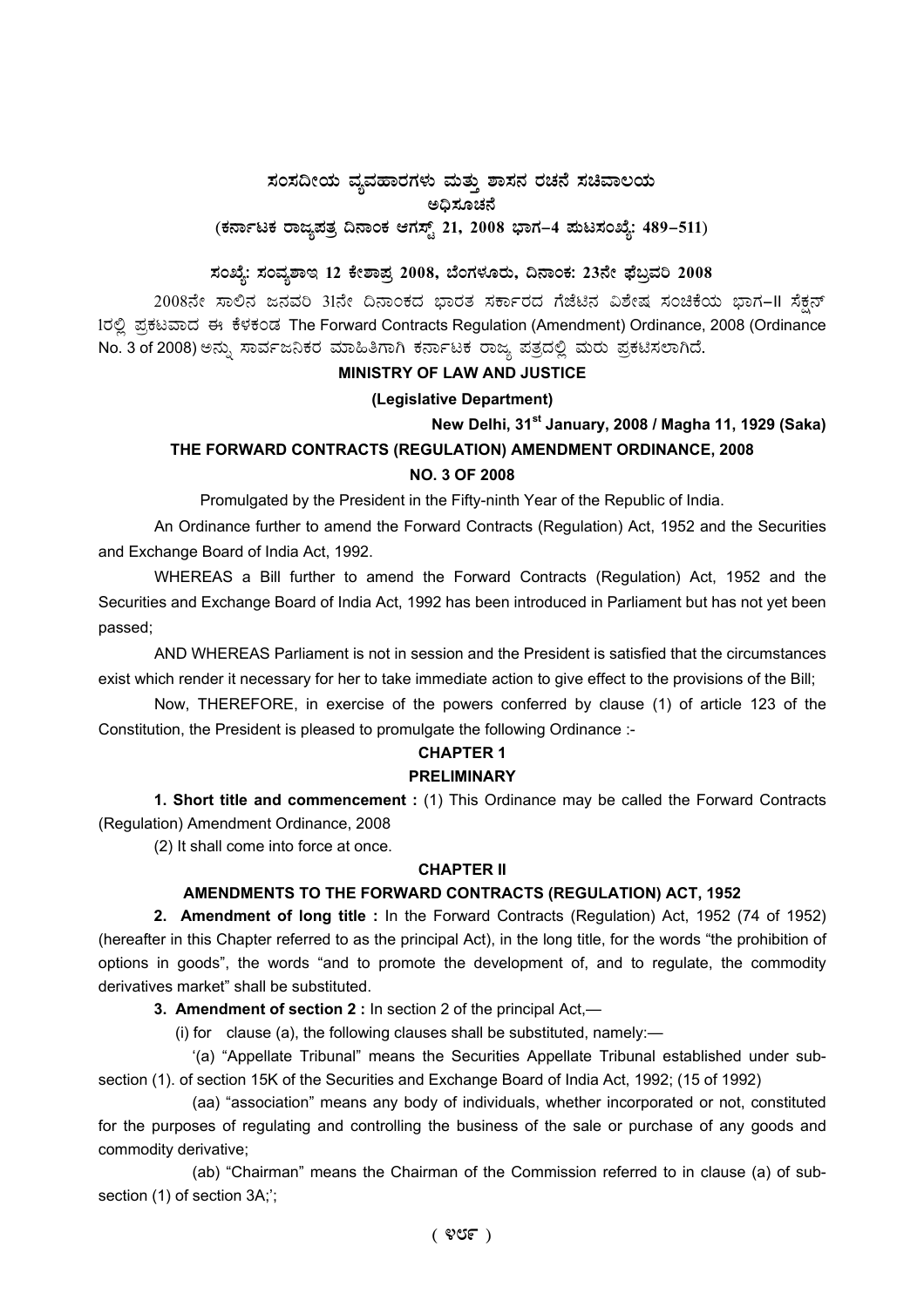# ಸಂಸದೀಯ ವ್ಯವಹಾರಗಳು ಮತ್ತು ಶಾಸನ ರಚನೆ ಸಚಿವಾಲಯ

## ಅಧಿಸೂಚನೆ

**(ಕರ್ನಾಟಕ ರಾಜ್ಯಪತ್ರ ದಿನಾಂಕ ಆಗಸ್ಟ್ 21, 2008 ಭಾಗ–4 ಪುಟಸಂಖ್ಯೆ: 489–511)**

**ಸಂಖ್ಯೆ: ಸಂವ್ಯಶಾಇ 12 ಕೇಶಾಪ್ರ 2008, ಬೆಂಗಳೂರು, ದಿನಾಂಕ: 23ನೇ ಫೆಬ್ರವರಿ 2008**

2008ನೇ ಸಾಲಿನ ಜನವರಿ 31ನೇ ದಿನಾಂಕದ ಭಾರತ ಸರ್ಕಾರದ ಗೆಜೆಟಿನ ವಿಶೇಷ ಸಂಚಿಕೆಯ ಭಾಗ–II ಸೆಕ್ಷನ್ 1ರಲ್ಲಿ ಪ್ರಕಟವಾದ ಈ ಕೆಳಕಂಡ The Forward Contracts Regulation (Amendment) Ordinance, 2008 (Ordinance No. 3 of 2008) ಅನ್ನು ಸಾರ್ವಜನಿಕರ ಮಾಹಿತಿಗಾಗಿ ಕರ್ನಾಟಕ ರಾಜ್ಯ ಪತ್ರದಲ್ಲಿ ಮರು ಪ್ರಕಟಿಸಲಾಗಿದೆ.

**MINISTRY OF LAW AND JUSTICE**

**(Legislative Department)**

**New Delhi, 31st January, 2008 / Magha 11, 1929 (Saka)**

## THE FORWARD CONTRACTS (REGULATION) AMENDMENT ORDINANCE, 2008

**NO. 3 OF 2008**

Promulgated by the President in the Fifty-ninth Year of the Republic of India.

An Ordinance further to amend the Forward Contracts (Regulation) Act, 1952 and the Securities and Exchange Board of India Act, 1992.

WHEREAS a Bill further to amend the Forward Contracts (Regulation) Act, 1952 and the Securities and Exchange Board of India Act, 1992 has been introduced in Parliament but has not yet been passed;

AND WHEREAS Parliament is not in session and the President is satisfied that the circumstances exist which render it necessary for her to take immediate action to give effect to the provisions of the Bill;

Now, THEREFORE, in exercise of the powers conferred by clause (1) of article 123 of the Constitution, the President is pleased to promulgate the following Ordinance :-

### CHAPTER 1

### PRELIMINARY

**1. Short title and commencement :** (1) This Ordinance may be called the Forward Contracts (Regulation) Amendment Ordinance, 2008

(2) It shall come into force at once.

### CHAPTER II

### AMENDMENTS TO THE FORWARD CONTRACTS (REGULATION) ACT, 1952

**2. Amendment of long title :** In the Forward Contracts (Regulation) Act, 1952 (74 of 1952) (hereafter in this Chapter referred to as the principal Act), in the long title, for the words "the prohibition of options in goods", the words "and to promote the development of, and to regulate, the commodity derivatives market" shall be substituted.

**3. Amendment of section 2 :** In section 2 of the principal Act,—

(i) for clause (a), the following clauses shall be substituted, namely:—

'(a) "Appellate Tribunal" means the Securities Appellate Tribunal established under sub-section (1). of section 15K of the Securities and Exchange Board of India Act, 1992; (15 of 1992)

(aa) "association" means any body of individuals, whether incorporated or not, constituted for the purposes of regulating and controlling the business of the sale or purchase of any goods and commodity derivative;

(ab) "Chairman" means the Chairman of the Commission referred to in clause (a) of sub-section (1) of section 3A;';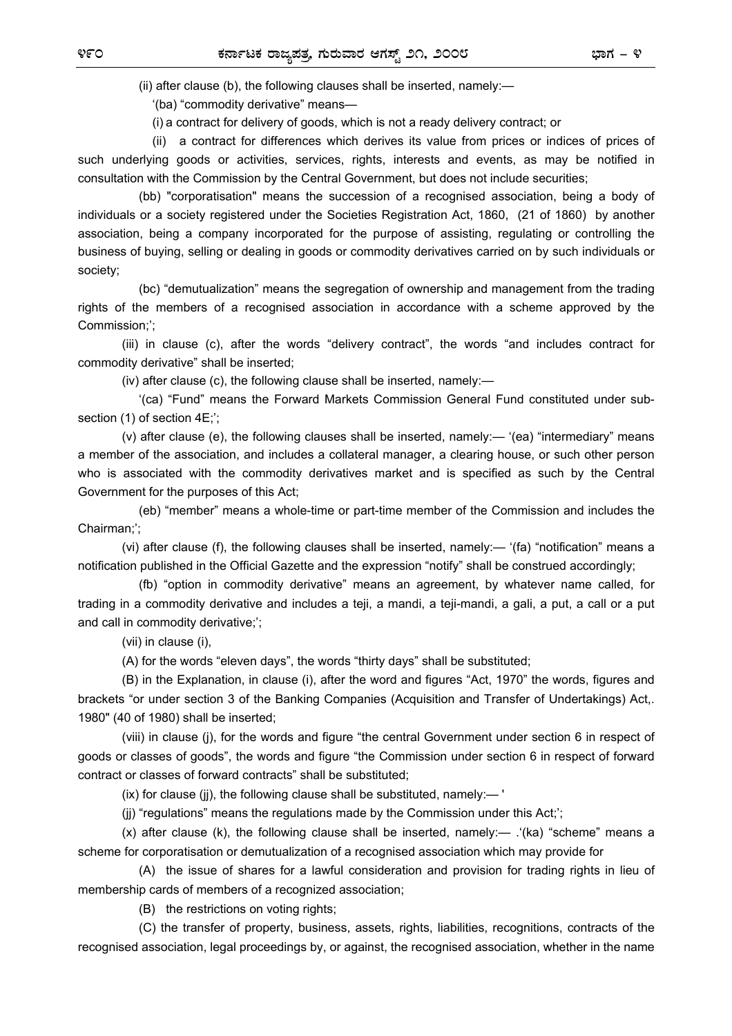(ii) after clause (b), the following clauses shall be inserted, namely:—

'(ba) "commodity derivative" means—

(i) a contract for delivery of goods, which is not a ready delivery contract; or

(ii) a contract for differences which derives its value from prices or indices of prices of such underlying goods or activities, services, rights, interests and events, as may be notified in consultation with the Commission by the Central Government, but does not include securities;

(bb) "corporatisation" means the succession of a recognised association, being a body of individuals or a society registered under the Societies Registration Act, 1860, (21 of 1860) by another association, being a company incorporated for the purpose of assisting, regulating or controlling the business of buying, selling or dealing in goods or commodity derivatives carried on by such individuals or society;

(bc) "demutualization" means the segregation of ownership and management from the trading rights of the members of a recognised association in accordance with a scheme approved by the Commission;';

(iii) in clause (c), after the words "delivery contract", the words "and includes contract for commodity derivative" shall be inserted;

(iv) after clause (c), the following clause shall be inserted, namely:—

'(ca) "Fund" means the Forward Markets Commission General Fund constituted under sub-section (1) of section 4E;';

(v) after clause (e), the following clauses shall be inserted, namely:— '(ea) "intermediary" means a member of the association, and includes a collateral manager, a clearing house, or such other person who is associated with the commodity derivatives market and is specified as such by the Central Government for the purposes of this Act;

(eb) "member" means a whole-time or part-time member of the Commission and includes the Chairman;';

(vi) after clause (f), the following clauses shall be inserted, namely:— '(fa) "notification" means a notification published in the Official Gazette and the expression "notify" shall be construed accordingly;

(fb) "option in commodity derivative" means an agreement, by whatever name called, for trading in a commodity derivative and includes a teji, a mandi, a teji-mandi, a gali, a put, a call or a put and call in commodity derivative;';

(vii) in clause (i),

(A) for the words "eleven days", the words "thirty days" shall be substituted;

(B) in the Explanation, in clause (i), after the word and figures "Act, 1970" the words, figures and brackets "or under section 3 of the Banking Companies (Acquisition and Transfer of Undertakings) Act,. 1980" (40 of 1980) shall be inserted;

(viii) in clause (j), for the words and figure "the central Government under section 6 in respect of goods or classes of goods", the words and figure "the Commission under section 6 in respect of forward contract or classes of forward contracts" shall be substituted;

(ix) for clause (jj), the following clause shall be substituted, namely:— '

(jj) "regulations" means the regulations made by the Commission under this Act;';

(x) after clause (k), the following clause shall be inserted, namely:— .'(ka) "scheme" means a scheme for corporatisation or demutualization of a recognised association which may provide for

(A) the issue of shares for a lawful consideration and provision for trading rights in lieu of membership cards of members of a recognized association;

(B) the restrictions on voting rights;

(C) the transfer of property, business, assets, rights, liabilities, recognitions, contracts of the recognised association, legal proceedings by, or against, the recognised association, whether in the name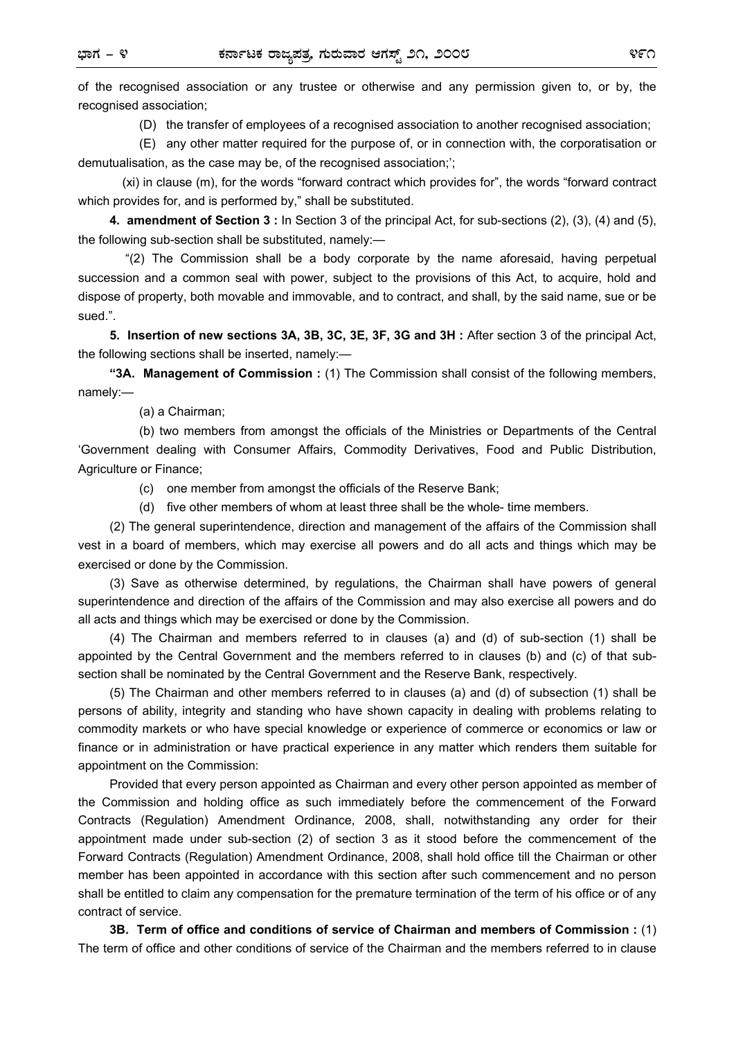of the recognised association or any trustee or otherwise and any permission given to, or by, the recognised association;

(D) the transfer of employees of a recognised association to another recognised association;

(E) any other matter required for the purpose of, or in connection with, the corporatisation or demutualisation, as the case may be, of the recognised association;';

(xi) in clause (m), for the words "forward contract which provides for", the words "forward contract which provides for, and is performed by," shall be substituted.

**4. amendment of Section 3 :** In Section 3 of the principal Act, for sub-sections (2), (3), (4) and (5), the following sub-section shall be substituted, namely:—

"(2) The Commission shall be a body corporate by the name aforesaid, having perpetual succession and a common seal with power, subject to the provisions of this Act, to acquire, hold and dispose of property, both movable and immovable, and to contract, and shall, by the said name, sue or be sued.".

**5. Insertion of new sections 3A, 3B, 3C, 3E, 3F, 3G and 3H :** After section 3 of the principal Act, the following sections shall be inserted, namely:—

**"3A. Management of Commission :** (1) The Commission shall consist of the following members, namely:—

(a) a Chairman;

(b) two members from amongst the officials of the Ministries or Departments of the Central 'Government dealing with Consumer Affairs, Commodity Derivatives, Food and Public Distribution, Agriculture or Finance;

(c) one member from amongst the officials of the Reserve Bank;

(d) five other members of whom at least three shall be the whole- time members.

(2) The general superintendence, direction and management of the affairs of the Commission shall vest in a board of members, which may exercise all powers and do all acts and things which may be exercised or done by the Commission.

(3) Save as otherwise determined, by regulations, the Chairman shall have powers of general superintendence and direction of the affairs of the Commission and may also exercise all powers and do all acts and things which may be exercised or done by the Commission.

(4) The Chairman and members referred to in clauses (a) and (d) of sub-section (1) shall be appointed by the Central Government and the members referred to in clauses (b) and (c) of that sub-section shall be nominated by the Central Government and the Reserve Bank, respectively.

(5) The Chairman and other members referred to in clauses (a) and (d) of subsection (1) shall be persons of ability, integrity and standing who have shown capacity in dealing with problems relating to commodity markets or who have special knowledge or experience of commerce or economics or law or finance or in administration or have practical experience in any matter which renders them suitable for appointment on the Commission:

Provided that every person appointed as Chairman and every other person appointed as member of the Commission and holding office as such immediately before the commencement of the Forward Contracts (Regulation) Amendment Ordinance, 2008, shall, notwithstanding any order for their appointment made under sub-section (2) of section 3 as it stood before the commencement of the Forward Contracts (Regulation) Amendment Ordinance, 2008, shall hold office till the Chairman or other member has been appointed in accordance with this section after such commencement and no person shall be entitled to claim any compensation for the premature termination of the term of his office or of any contract of service.

**3B. Term of office and conditions of service of Chairman and members of Commission :** (1) The term of office and other conditions of service of the Chairman and the members referred to in clause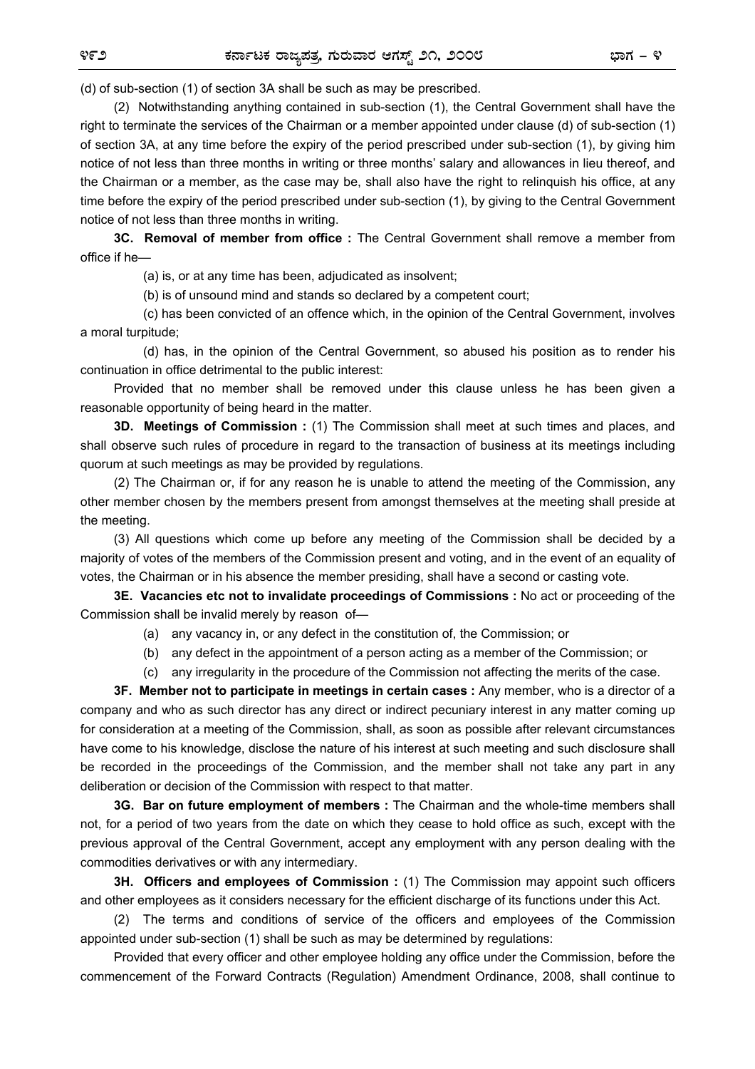(d) of sub-section (1) of section 3A shall be such as may be prescribed.

(2) Notwithstanding anything contained in sub-section (1), the Central Government shall have the right to terminate the services of the Chairman or a member appointed under clause (d) of sub-section (1) of section 3A, at any time before the expiry of the period prescribed under sub-section (1), by giving him notice of not less than three months in writing or three months' salary and allowances in lieu thereof, and the Chairman or a member, as the case may be, shall also have the right to relinquish his office, at any time before the expiry of the period prescribed under sub-section (1), by giving to the Central Government notice of not less than three months in writing.

**3C. Removal of member from office :** The Central Government shall remove a member from office if he—

(a) is, or at any time has been, adjudicated as insolvent;

(b) is of unsound mind and stands so declared by a competent court;

(c) has been convicted of an offence which, in the opinion of the Central Government, involves a moral turpitude;

(d) has, in the opinion of the Central Government, so abused his position as to render his continuation in office detrimental to the public interest:

Provided that no member shall be removed under this clause unless he has been given a reasonable opportunity of being heard in the matter.

**3D. Meetings of Commission :** (1) The Commission shall meet at such times and places, and shall observe such rules of procedure in regard to the transaction of business at its meetings including quorum at such meetings as may be provided by regulations.

(2) The Chairman or, if for any reason he is unable to attend the meeting of the Commission, any other member chosen by the members present from amongst themselves at the meeting shall preside at the meeting.

(3) All questions which come up before any meeting of the Commission shall be decided by a majority of votes of the members of the Commission present and voting, and in the event of an equality of votes, the Chairman or in his absence the member presiding, shall have a second or casting vote.

**3E. Vacancies etc not to invalidate proceedings of Commissions :** No act or proceeding of the Commission shall be invalid merely by reason of—

(a) any vacancy in, or any defect in the constitution of, the Commission; or

(b) any defect in the appointment of a person acting as a member of the Commission; or

(c) any irregularity in the procedure of the Commission not affecting the merits of the case.

**3F. Member not to participate in meetings in certain cases :** Any member, who is a director of a company and who as such director has any direct or indirect pecuniary interest in any matter coming up for consideration at a meeting of the Commission, shall, as soon as possible after relevant circumstances have come to his knowledge, disclose the nature of his interest at such meeting and such disclosure shall be recorded in the proceedings of the Commission, and the member shall not take any part in any deliberation or decision of the Commission with respect to that matter.

**3G. Bar on future employment of members :** The Chairman and the whole-time members shall not, for a period of two years from the date on which they cease to hold office as such, except with the previous approval of the Central Government, accept any employment with any person dealing with the commodities derivatives or with any intermediary.

**3H. Officers and employees of Commission :** (1) The Commission may appoint such officers and other employees as it considers necessary for the efficient discharge of its functions under this Act.

(2) The terms and conditions of service of the officers and employees of the Commission appointed under sub-section (1) shall be such as may be determined by regulations:

Provided that every officer and other employee holding any office under the Commission, before the commencement of the Forward Contracts (Regulation) Amendment Ordinance, 2008, shall continue to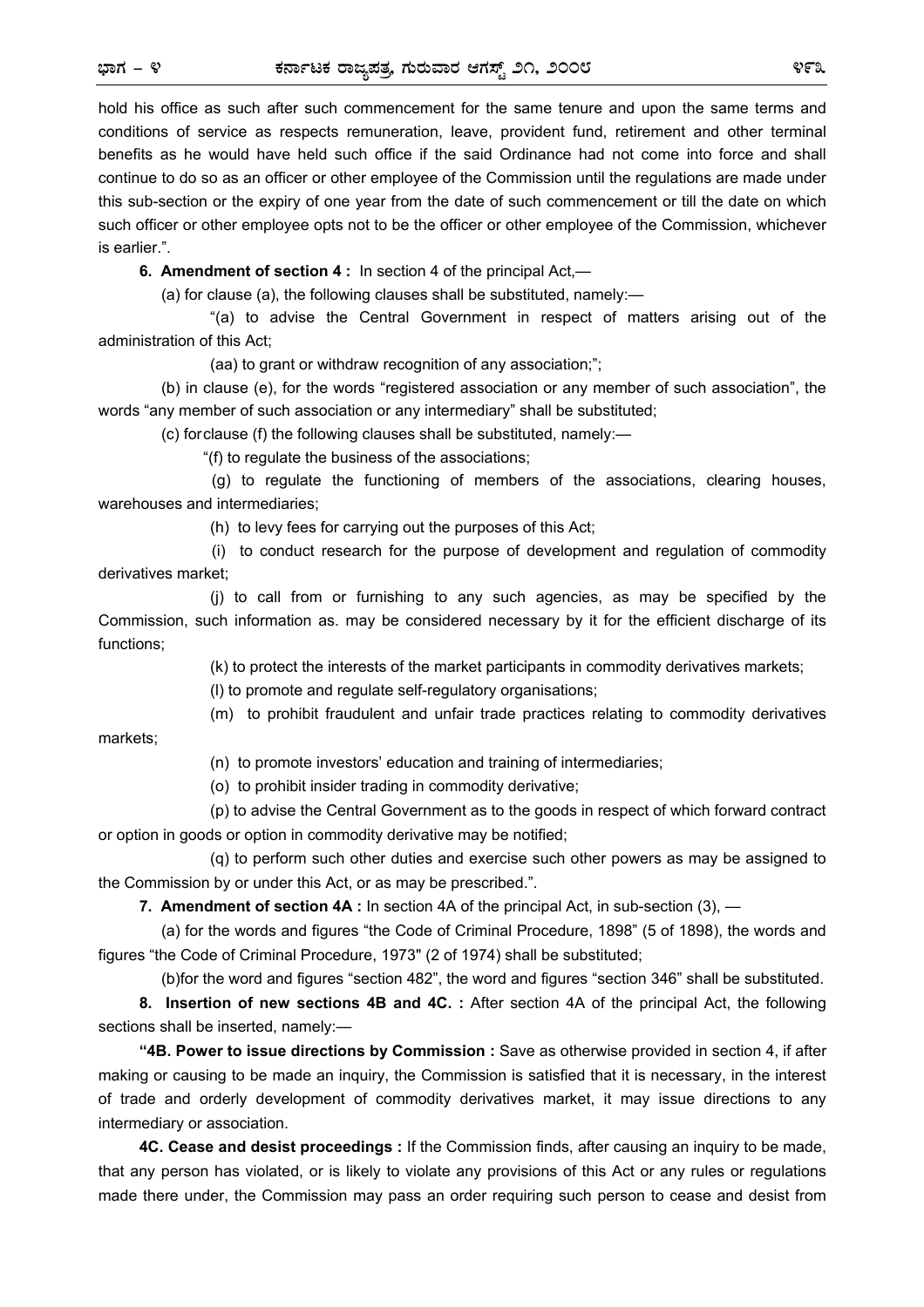hold his office as such after such commencement for the same tenure and upon the same terms and conditions of service as respects remuneration, leave, provident fund, retirement and other terminal benefits as he would have held such office if the said Ordinance had not come into force and shall continue to do so as an officer or other employee of the Commission until the regulations are made under this sub-section or the expiry of one year from the date of such commencement or till the date on which such officer or other employee opts not to be the officer or other employee of the Commission, whichever is earlier.".

**6. Amendment of section 4 :** In section 4 of the principal Act,—

(a) for clause (a), the following clauses shall be substituted, namely:—

"(a) to advise the Central Government in respect of matters arising out of the administration of this Act;

(aa) to grant or withdraw recognition of any association;";

(b) in clause (e), for the words "registered association or any member of such association", the words "any member of such association or any intermediary" shall be substituted;

(c) for clause (f) the following clauses shall be substituted, namely:—

"(f) to regulate the business of the associations;

(g) to regulate the functioning of members of the associations, clearing houses, warehouses and intermediaries;

(h) to levy fees for carrying out the purposes of this Act;

(i) to conduct research for the purpose of development and regulation of commodity derivatives market;

(j) to call from or furnishing to any such agencies, as may be specified by the Commission, such information as. may be considered necessary by it for the efficient discharge of its functions;

(k) to protect the interests of the market participants in commodity derivatives markets;

(l) to promote and regulate self-regulatory organisations;

(m) to prohibit fraudulent and unfair trade practices relating to commodity derivatives markets;

(n) to promote investors' education and training of intermediaries;

(o) to prohibit insider trading in commodity derivative;

(p) to advise the Central Government as to the goods in respect of which forward contract or option in goods or option in commodity derivative may be notified;

(q) to perform such other duties and exercise such other powers as may be assigned to the Commission by or under this Act, or as may be prescribed.".

**7. Amendment of section 4A :** In section 4A of the principal Act, in sub-section (3), —

(a) for the words and figures "the Code of Criminal Procedure, 1898" (5 of 1898), the words and figures "the Code of Criminal Procedure, 1973" (2 of 1974) shall be substituted;

(b)for the word and figures "section 482", the word and figures "section 346" shall be substituted.

**8. Insertion of new sections 4B and 4C. :** After section 4A of the principal Act, the following sections shall be inserted, namely:—

**"4B. Power to issue directions by Commission :** Save as otherwise provided in section 4, if after making or causing to be made an inquiry, the Commission is satisfied that it is necessary, in the interest of trade and orderly development of commodity derivatives market, it may issue directions to any intermediary or association.

**4C. Cease and desist proceedings :** If the Commission finds, after causing an inquiry to be made, that any person has violated, or is likely to violate any provisions of this Act or any rules or regulations made there under, the Commission may pass an order requiring such person to cease and desist from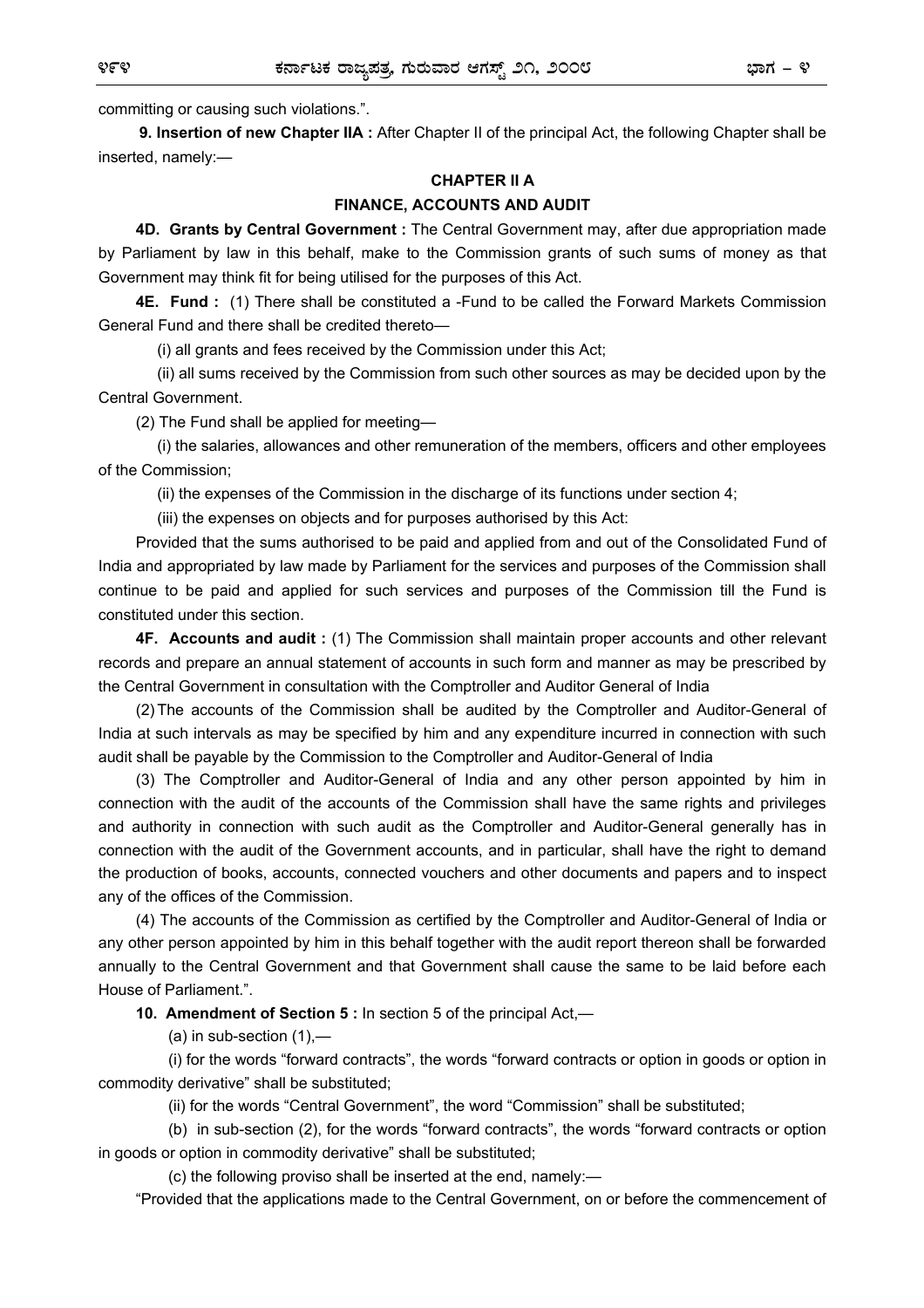committing or causing such violations.".

**9. Insertion of new Chapter IIA :** After Chapter II of the principal Act, the following Chapter shall be inserted, namely:—

**CHAPTER II A**

**FINANCE, ACCOUNTS AND AUDIT**

**4D. Grants by Central Government :** The Central Government may, after due appropriation made by Parliament by law in this behalf, make to the Commission grants of such sums of money as that Government may think fit for being utilised for the purposes of this Act.

**4E. Fund :** (1) There shall be constituted a -Fund to be called the Forward Markets Commission General Fund and there shall be credited thereto—

(i) all grants and fees received by the Commission under this Act;

(ii) all sums received by the Commission from such other sources as may be decided upon by the Central Government.

(2) The Fund shall be applied for meeting—

(i) the salaries, allowances and other remuneration of the members, officers and other employees of the Commission;

(ii) the expenses of the Commission in the discharge of its functions under section 4;

(iii) the expenses on objects and for purposes authorised by this Act:

Provided that the sums authorised to be paid and applied from and out of the Consolidated Fund of India and appropriated by law made by Parliament for the services and purposes of the Commission shall continue to be paid and applied for such services and purposes of the Commission till the Fund is constituted under this section.

**4F. Accounts and audit :** (1) The Commission shall maintain proper accounts and other relevant records and prepare an annual statement of accounts in such form and manner as may be prescribed by the Central Government in consultation with the Comptroller and Auditor General of India

(2) The accounts of the Commission shall be audited by the Comptroller and Auditor-General of India at such intervals as may be specified by him and any expenditure incurred in connection with such audit shall be payable by the Commission to the Comptroller and Auditor-General of India

(3) The Comptroller and Auditor-General of India and any other person appointed by him in connection with the audit of the accounts of the Commission shall have the same rights and privileges and authority in connection with such audit as the Comptroller and Auditor-General generally has in connection with the audit of the Government accounts, and in particular, shall have the right to demand the production of books, accounts, connected vouchers and other documents and papers and to inspect any of the offices of the Commission.

(4) The accounts of the Commission as certified by the Comptroller and Auditor-General of India or any other person appointed by him in this behalf together with the audit report thereon shall be forwarded annually to the Central Government and that Government shall cause the same to be laid before each House of Parliament.".

**10. Amendment of Section 5 :** In section 5 of the principal Act,—

(a) in sub-section (1),—

(i) for the words "forward contracts", the words "forward contracts or option in goods or option in commodity derivative" shall be substituted;

(ii) for the words "Central Government", the word "Commission" shall be substituted;

(b) in sub-section (2), for the words "forward contracts", the words "forward contracts or option in goods or option in commodity derivative" shall be substituted;

(c) the following proviso shall be inserted at the end, namely:—

"Provided that the applications made to the Central Government, on or before the commencement of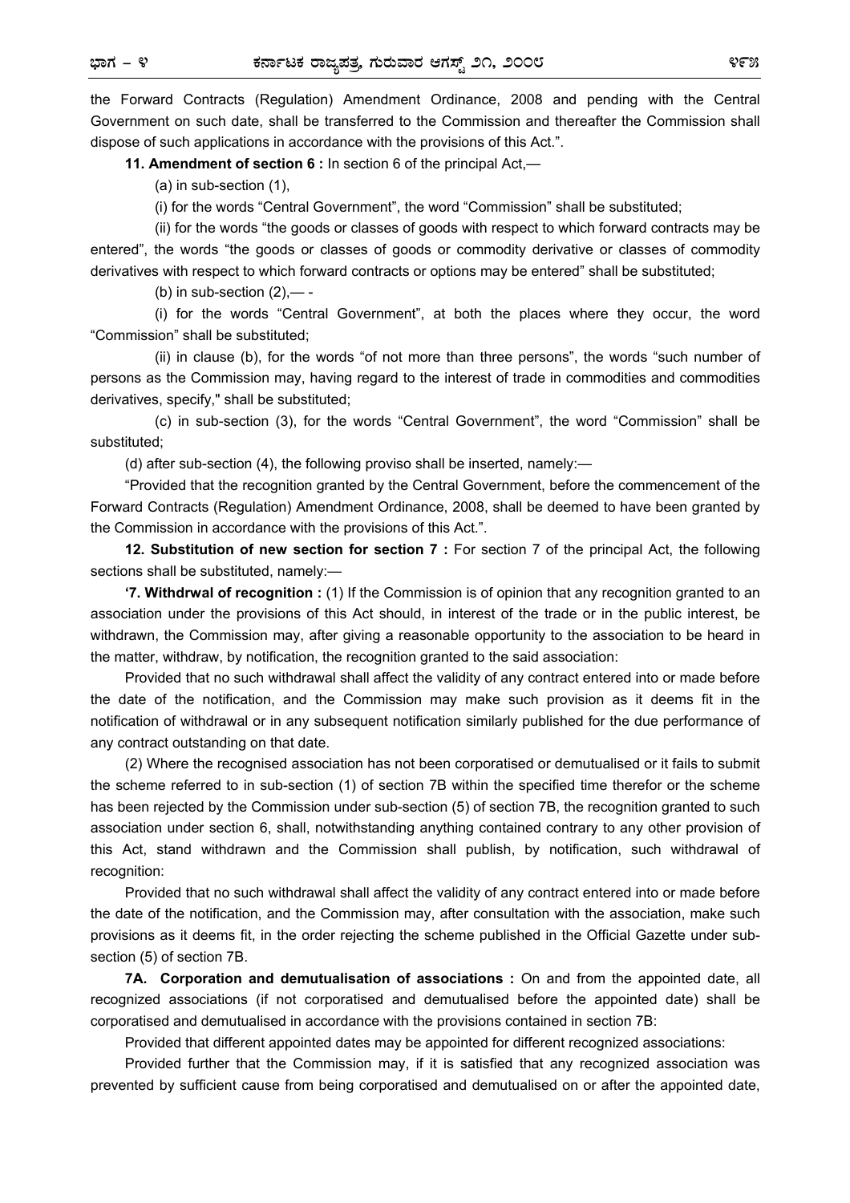the Forward Contracts (Regulation) Amendment Ordinance, 2008 and pending with the Central Government on such date, shall be transferred to the Commission and thereafter the Commission shall dispose of such applications in accordance with the provisions of this Act.".

**11. Amendment of section 6 :** In section 6 of the principal Act,—

(a) in sub-section (1),

(i) for the words "Central Government", the word "Commission" shall be substituted;

(ii) for the words "the goods or classes of goods with respect to which forward contracts may be entered", the words "the goods or classes of goods or commodity derivative or classes of commodity derivatives with respect to which forward contracts or options may be entered" shall be substituted;

(b) in sub-section (2),— -

(i) for the words "Central Government", at both the places where they occur, the word "Commission" shall be substituted;

(ii) in clause (b), for the words "of not more than three persons", the words "such number of persons as the Commission may, having regard to the interest of trade in commodities and commodities derivatives, specify," shall be substituted;

(c) in sub-section (3), for the words "Central Government", the word "Commission" shall be substituted;

(d) after sub-section (4), the following proviso shall be inserted, namely:—

"Provided that the recognition granted by the Central Government, before the commencement of the Forward Contracts (Regulation) Amendment Ordinance, 2008, shall be deemed to have been granted by the Commission in accordance with the provisions of this Act.".

**12. Substitution of new section for section 7 :** For section 7 of the principal Act, the following sections shall be substituted, namely:—

**'7. Withdrwal of recognition :** (1) If the Commission is of opinion that any recognition granted to an association under the provisions of this Act should, in interest of the trade or in the public interest, be withdrawn, the Commission may, after giving a reasonable opportunity to the association to be heard in the matter, withdraw, by notification, the recognition granted to the said association:

Provided that no such withdrawal shall affect the validity of any contract entered into or made before the date of the notification, and the Commission may make such provision as it deems fit in the notification of withdrawal or in any subsequent notification similarly published for the due performance of any contract outstanding on that date.

(2) Where the recognised association has not been corporatised or demutualised or it fails to submit the scheme referred to in sub-section (1) of section 7B within the specified time therefor or the scheme has been rejected by the Commission under sub-section (5) of section 7B, the recognition granted to such association under section 6, shall, notwithstanding anything contained contrary to any other provision of this Act, stand withdrawn and the Commission shall publish, by notification, such withdrawal of recognition:

Provided that no such withdrawal shall affect the validity of any contract entered into or made before the date of the notification, and the Commission may, after consultation with the association, make such provisions as it deems fit, in the order rejecting the scheme published in the Official Gazette under sub-section (5) of section 7B.

**7A. Corporation and demutualisation of associations :** On and from the appointed date, all recognized associations (if not corporatised and demutualised before the appointed date) shall be corporatised and demutualised in accordance with the provisions contained in section 7B:

Provided that different appointed dates may be appointed for different recognized associations:

Provided further that the Commission may, if it is satisfied that any recognized association was prevented by sufficient cause from being corporatised and demutualised on or after the appointed date,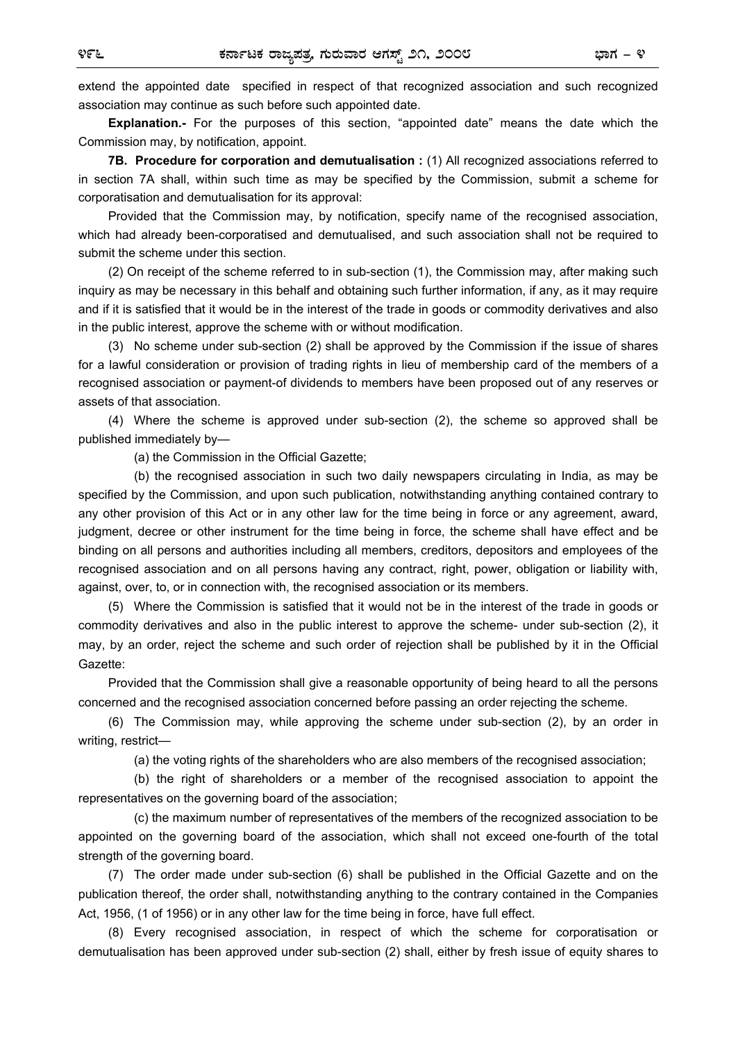extend the appointed date specified in respect of that recognized association and such recognized association may continue as such before such appointed date.

**Explanation.-** For the purposes of this section, "appointed date" means the date which the Commission may, by notification, appoint.

**7B. Procedure for corporation and demutualisation :** (1) All recognized associations referred to in section 7A shall, within such time as may be specified by the Commission, submit a scheme for corporatisation and demutualisation for its approval:

Provided that the Commission may, by notification, specify name of the recognised association, which had already been-corporatised and demutualised, and such association shall not be required to submit the scheme under this section.

(2) On receipt of the scheme referred to in sub-section (1), the Commission may, after making such inquiry as may be necessary in this behalf and obtaining such further information, if any, as it may require and if it is satisfied that it would be in the interest of the trade in goods or commodity derivatives and also in the public interest, approve the scheme with or without modification.

(3) No scheme under sub-section (2) shall be approved by the Commission if the issue of shares for a lawful consideration or provision of trading rights in lieu of membership card of the members of a recognised association or payment-of dividends to members have been proposed out of any reserves or assets of that association.

(4) Where the scheme is approved under sub-section (2), the scheme so approved shall be published immediately by—

(a) the Commission in the Official Gazette;

(b) the recognised association in such two daily newspapers circulating in India, as may be specified by the Commission, and upon such publication, notwithstanding anything contained contrary to any other provision of this Act or in any other law for the time being in force or any agreement, award, judgment, decree or other instrument for the time being in force, the scheme shall have effect and be binding on all persons and authorities including all members, creditors, depositors and employees of the recognised association and on all persons having any contract, right, power, obligation or liability with, against, over, to, or in connection with, the recognised association or its members.

(5) Where the Commission is satisfied that it would not be in the interest of the trade in goods or commodity derivatives and also in the public interest to approve the scheme- under sub-section (2), it may, by an order, reject the scheme and such order of rejection shall be published by it in the Official Gazette:

Provided that the Commission shall give a reasonable opportunity of being heard to all the persons concerned and the recognised association concerned before passing an order rejecting the scheme.

(6) The Commission may, while approving the scheme under sub-section (2), by an order in writing, restrict—

(a) the voting rights of the shareholders who are also members of the recognised association;

(b) the right of shareholders or a member of the recognised association to appoint the representatives on the governing board of the association;

(c) the maximum number of representatives of the members of the recognized association to be appointed on the governing board of the association, which shall not exceed one-fourth of the total strength of the governing board.

(7) The order made under sub-section (6) shall be published in the Official Gazette and on the publication thereof, the order shall, notwithstanding anything to the contrary contained in the Companies Act, 1956, (1 of 1956) or in any other law for the time being in force, have full effect.

(8) Every recognised association, in respect of which the scheme for corporatisation or demutualisation has been approved under sub-section (2) shall, either by fresh issue of equity shares to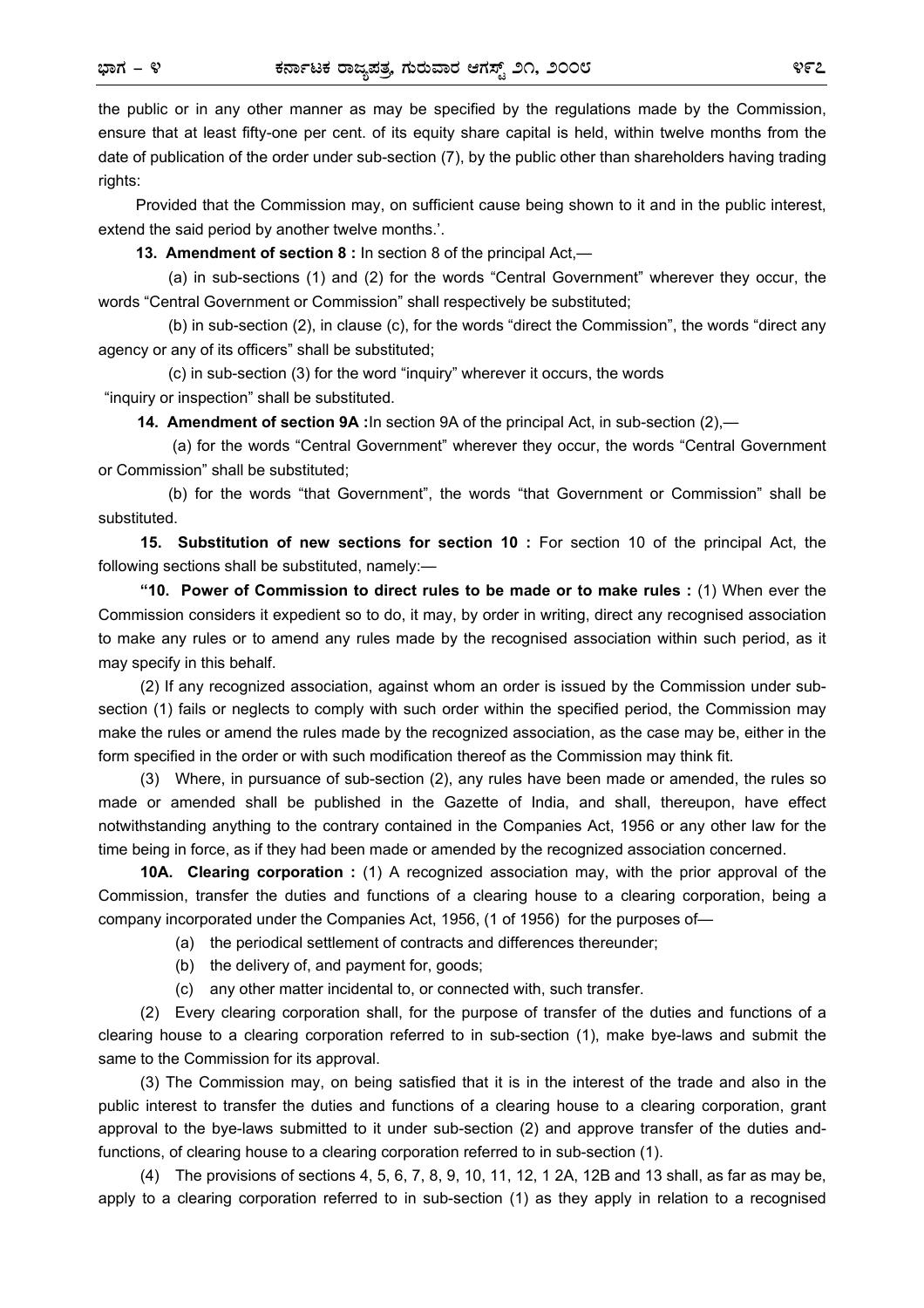the public or in any other manner as may be specified by the regulations made by the Commission, ensure that at least fifty-one per cent. of its equity share capital is held, within twelve months from the date of publication of the order under sub-section (7), by the public other than shareholders having trading rights:

Provided that the Commission may, on sufficient cause being shown to it and in the public interest, extend the said period by another twelve months.'.

**13. Amendment of section 8 :** In section 8 of the principal Act,—

(a) in sub-sections (1) and (2) for the words "Central Government" wherever they occur, the words "Central Government or Commission" shall respectively be substituted;

(b) in sub-section (2), in clause (c), for the words "direct the Commission", the words "direct any agency or any of its officers" shall be substituted;

(c) in sub-section (3) for the word "inquiry" wherever it occurs, the words "inquiry or inspection" shall be substituted.

**14. Amendment of section 9A :** In section 9A of the principal Act, in sub-section (2),—

(a) for the words "Central Government" wherever they occur, the words "Central Government or Commission" shall be substituted;

(b) for the words "that Government", the words "that Government or Commission" shall be substituted.

**15. Substitution of new sections for section 10 :** For section 10 of the principal Act, the following sections shall be substituted, namely:—

**"10. Power of Commission to direct rules to be made or to make rules :** (1) When ever the Commission considers it expedient so to do, it may, by order in writing, direct any recognised association to make any rules or to amend any rules made by the recognised association within such period, as it may specify in this behalf.

(2) If any recognized association, against whom an order is issued by the Commission under sub-section (1) fails or neglects to comply with such order within the specified period, the Commission may make the rules or amend the rules made by the recognized association, as the case may be, either in the form specified in the order or with such modification thereof as the Commission may think fit.

(3) Where, in pursuance of sub-section (2), any rules have been made or amended, the rules so made or amended shall be published in the Gazette of India, and shall, thereupon, have effect notwithstanding anything to the contrary contained in the Companies Act, 1956 or any other law for the time being in force, as if they had been made or amended by the recognized association concerned.

**10A. Clearing corporation :** (1) A recognized association may, with the prior approval of the Commission, transfer the duties and functions of a clearing house to a clearing corporation, being a company incorporated under the Companies Act, 1956, (1 of 1956) for the purposes of—

(a) the periodical settlement of contracts and differences thereunder;

(b) the delivery of, and payment for, goods;

(c) any other matter incidental to, or connected with, such transfer.

(2) Every clearing corporation shall, for the purpose of transfer of the duties and functions of a clearing house to a clearing corporation referred to in sub-section (1), make bye-laws and submit the same to the Commission for its approval.

(3) The Commission may, on being satisfied that it is in the interest of the trade and also in the public interest to transfer the duties and functions of a clearing house to a clearing corporation, grant approval to the bye-laws submitted to it under sub-section (2) and approve transfer of the duties and-functions, of clearing house to a clearing corporation referred to in sub-section (1).

(4) The provisions of sections 4, 5, 6, 7, 8, 9, 10, 11, 12, 1 2A, 12B and 13 shall, as far as may be, apply to a clearing corporation referred to in sub-section (1) as they apply in relation to a recognised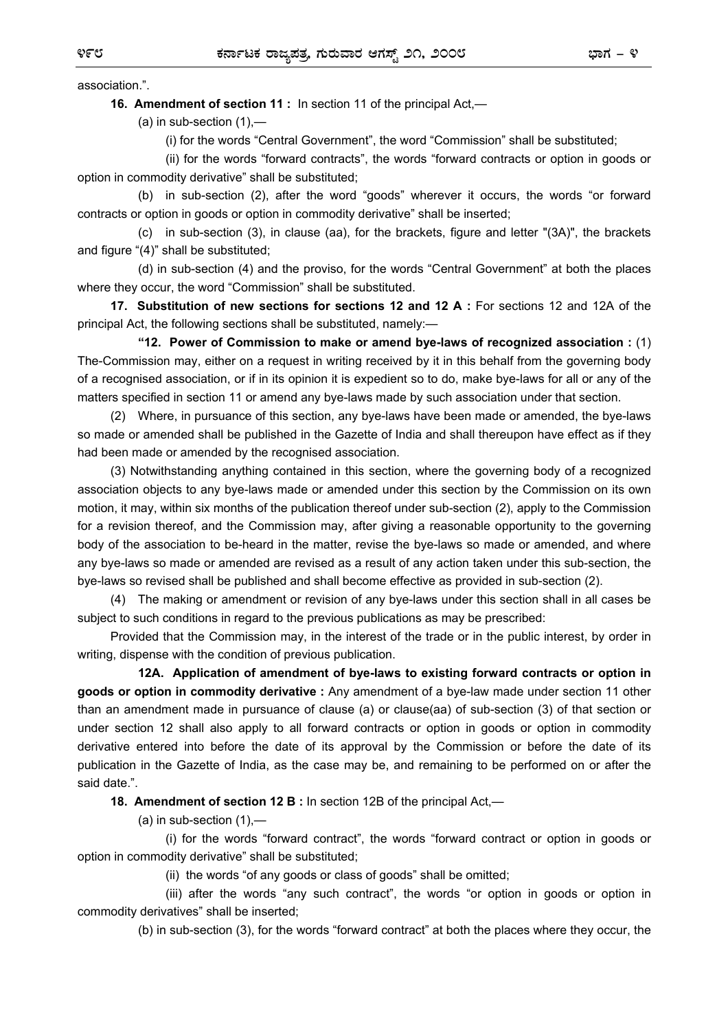association.".

**16. Amendment of section 11 :** In section 11 of the principal Act,—

(a) in sub-section (1),—

(i) for the words "Central Government", the word "Commission" shall be substituted;

(ii) for the words "forward contracts", the words "forward contracts or option in goods or option in commodity derivative" shall be substituted;

(b) in sub-section (2), after the word "goods" wherever it occurs, the words "or forward contracts or option in goods or option in commodity derivative" shall be inserted;

(c) in sub-section (3), in clause (aa), for the brackets, figure and letter "(3A)", the brackets and figure "(4)" shall be substituted;

(d) in sub-section (4) and the proviso, for the words "Central Government" at both the places where they occur, the word "Commission" shall be substituted.

**17. Substitution of new sections for sections 12 and 12 A :** For sections 12 and 12A of the principal Act, the following sections shall be substituted, namely:—

**"12. Power of Commission to make or amend bye-laws of recognized association :** (1) The-Commission may, either on a request in writing received by it in this behalf from the governing body of a recognised association, or if in its opinion it is expedient so to do, make bye-laws for all or any of the matters specified in section 11 or amend any bye-laws made by such association under that section.

(2) Where, in pursuance of this section, any bye-laws have been made or amended, the bye-laws so made or amended shall be published in the Gazette of India and shall thereupon have effect as if they had been made or amended by the recognised association.

(3) Notwithstanding anything contained in this section, where the governing body of a recognized association objects to any bye-laws made or amended under this section by the Commission on its own motion, it may, within six months of the publication thereof under sub-section (2), apply to the Commission for a revision thereof, and the Commission may, after giving a reasonable opportunity to the governing body of the association to be-heard in the matter, revise the bye-laws so made or amended, and where any bye-laws so made or amended are revised as a result of any action taken under this sub-section, the bye-laws so revised shall be published and shall become effective as provided in sub-section (2).

(4) The making or amendment or revision of any bye-laws under this section shall in all cases be subject to such conditions in regard to the previous publications as may be prescribed:

Provided that the Commission may, in the interest of the trade or in the public interest, by order in writing, dispense with the condition of previous publication.

**12A. Application of amendment of bye-laws to existing forward contracts or option in goods or option in commodity derivative :** Any amendment of a bye-law made under section 11 other than an amendment made in pursuance of clause (a) or clause(aa) of sub-section (3) of that section or under section 12 shall also apply to all forward contracts or option in goods or option in commodity derivative entered into before the date of its approval by the Commission or before the date of its publication in the Gazette of India, as the case may be, and remaining to be performed on or after the said date.".

**18. Amendment of section 12 B :** In section 12B of the principal Act,—

(a) in sub-section (1),—

(i) for the words "forward contract", the words "forward contract or option in goods or option in commodity derivative" shall be substituted;

(ii) the words "of any goods or class of goods" shall be omitted;

(iii) after the words "any such contract", the words "or option in goods or option in commodity derivatives" shall be inserted;

(b) in sub-section (3), for the words "forward contract" at both the places where they occur, the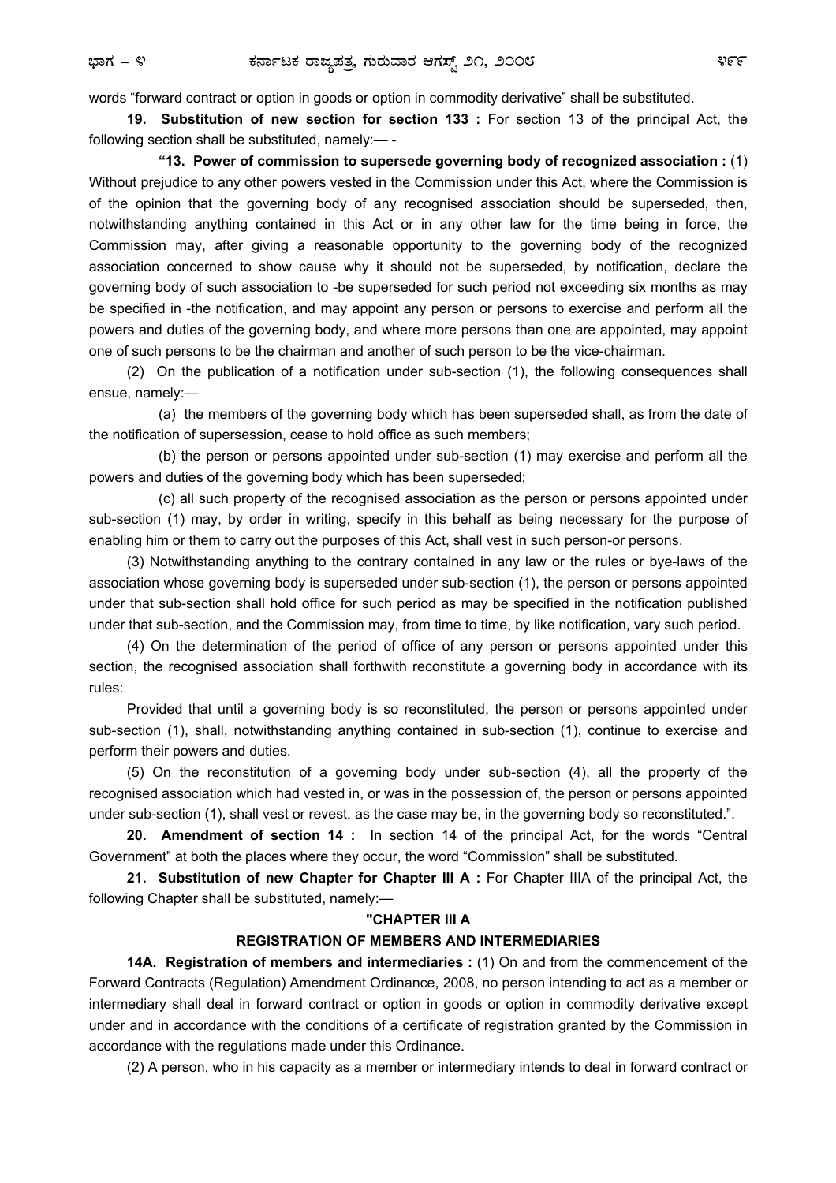words "forward contract or option in goods or option in commodity derivative" shall be substituted.

**19. Substitution of new section for section 133 :** For section 13 of the principal Act, the following section shall be substituted, namely:— -

**"13. Power of commission to supersede governing body of recognized association :** (1) Without prejudice to any other powers vested in the Commission under this Act, where the Commission is of the opinion that the governing body of any recognised association should be superseded, then, notwithstanding anything contained in this Act or in any other law for the time being in force, the Commission may, after giving a reasonable opportunity to the governing body of the recognized association concerned to show cause why it should not be superseded, by notification, declare the governing body of such association to -be superseded for such period not exceeding six months as may be specified in -the notification, and may appoint any person or persons to exercise and perform all the powers and duties of the governing body, and where more persons than one are appointed, may appoint one of such persons to be the chairman and another of such person to be the vice-chairman.

(2) On the publication of a notification under sub-section (1), the following consequences shall ensue, namely:—

(a) the members of the governing body which has been superseded shall, as from the date of the notification of supersession, cease to hold office as such members;

(b) the person or persons appointed under sub-section (1) may exercise and perform all the powers and duties of the governing body which has been superseded;

(c) all such property of the recognised association as the person or persons appointed under sub-section (1) may, by order in writing, specify in this behalf as being necessary for the purpose of enabling him or them to carry out the purposes of this Act, shall vest in such person-or persons.

(3) Notwithstanding anything to the contrary contained in any law or the rules or bye-laws of the association whose governing body is superseded under sub-section (1), the person or persons appointed under that sub-section shall hold office for such period as may be specified in the notification published under that sub-section, and the Commission may, from time to time, by like notification, vary such period.

(4) On the determination of the period of office of any person or persons appointed under this section, the recognised association shall forthwith reconstitute a governing body in accordance with its rules:

Provided that until a governing body is so reconstituted, the person or persons appointed under sub-section (1), shall, notwithstanding anything contained in sub-section (1), continue to exercise and perform their powers and duties.

(5) On the reconstitution of a governing body under sub-section (4), all the property of the recognised association which had vested in, or was in the possession of, the person or persons appointed under sub-section (1), shall vest or revest, as the case may be, in the governing body so reconstituted.".

**20. Amendment of section 14 :** In section 14 of the principal Act, for the words "Central Government" at both the places where they occur, the word "Commission" shall be substituted.

**21. Substitution of new Chapter for Chapter III A :** For Chapter IIIA of the principal Act, the following Chapter shall be substituted, namely:—

**"CHAPTER III A**

**REGISTRATION OF MEMBERS AND INTERMEDIARIES**

**14A. Registration of members and intermediaries :** (1) On and from the commencement of the Forward Contracts (Regulation) Amendment Ordinance, 2008, no person intending to act as a member or intermediary shall deal in forward contract or option in goods or option in commodity derivative except under and in accordance with the conditions of a certificate of registration granted by the Commission in accordance with the regulations made under this Ordinance.

(2) A person, who in his capacity as a member or intermediary intends to deal in forward contract or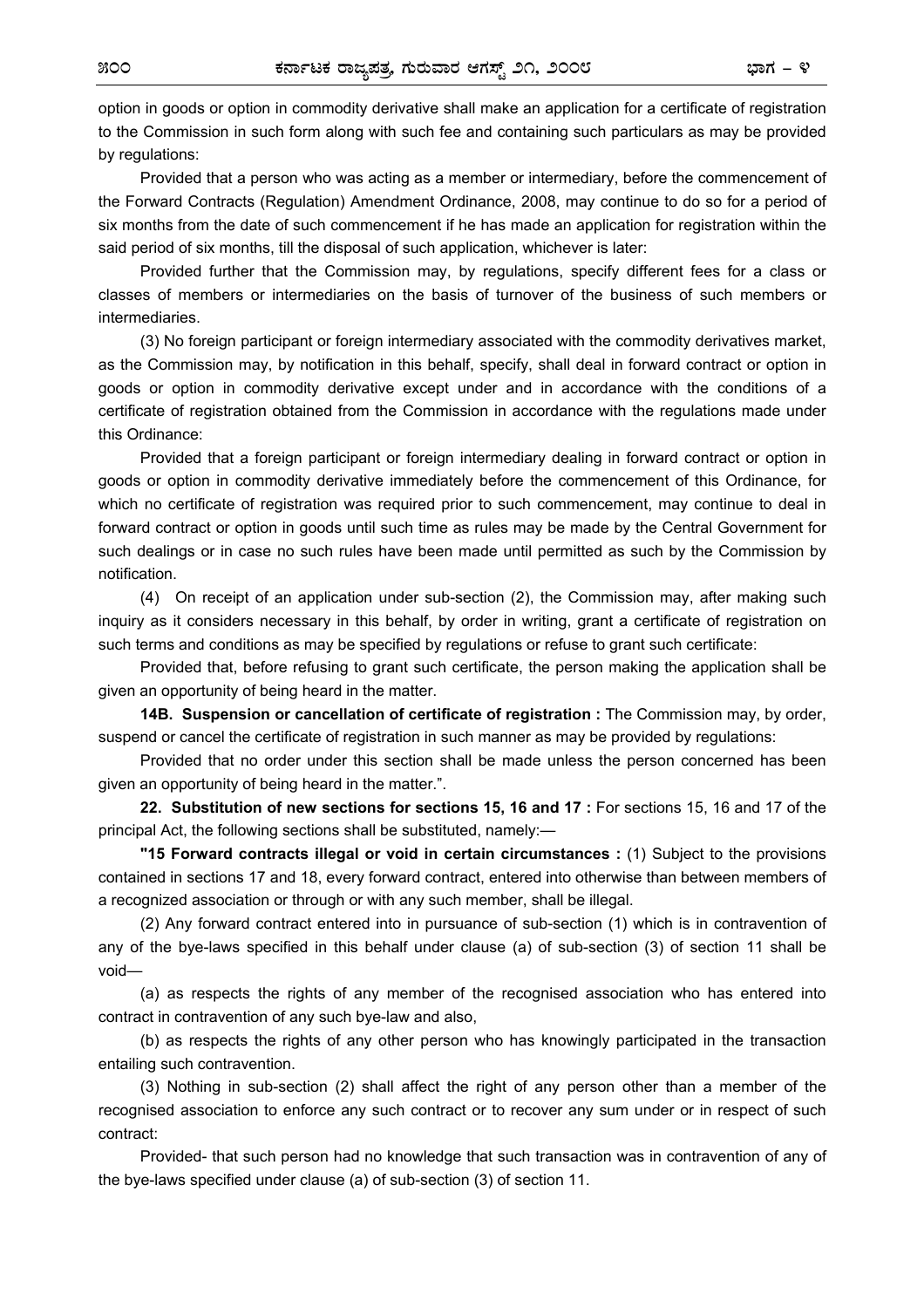option in goods or option in commodity derivative shall make an application for a certificate of registration to the Commission in such form along with such fee and containing such particulars as may be provided by regulations:

Provided that a person who was acting as a member or intermediary, before the commencement of the Forward Contracts (Regulation) Amendment Ordinance, 2008, may continue to do so for a period of six months from the date of such commencement if he has made an application for registration within the said period of six months, till the disposal of such application, whichever is later:

Provided further that the Commission may, by regulations, specify different fees for a class or classes of members or intermediaries on the basis of turnover of the business of such members or intermediaries.

(3) No foreign participant or foreign intermediary associated with the commodity derivatives market, as the Commission may, by notification in this behalf, specify, shall deal in forward contract or option in goods or option in commodity derivative except under and in accordance with the conditions of a certificate of registration obtained from the Commission in accordance with the regulations made under this Ordinance:

Provided that a foreign participant or foreign intermediary dealing in forward contract or option in goods or option in commodity derivative immediately before the commencement of this Ordinance, for which no certificate of registration was required prior to such commencement, may continue to deal in forward contract or option in goods until such time as rules may be made by the Central Government for such dealings or in case no such rules have been made until permitted as such by the Commission by notification.

(4) On receipt of an application under sub-section (2), the Commission may, after making such inquiry as it considers necessary in this behalf, by order in writing, grant a certificate of registration on such terms and conditions as may be specified by regulations or refuse to grant such certificate:

Provided that, before refusing to grant such certificate, the person making the application shall be given an opportunity of being heard in the matter.

**14B. Suspension or cancellation of certificate of registration :** The Commission may, by order, suspend or cancel the certificate of registration in such manner as may be provided by regulations:

Provided that no order under this section shall be made unless the person concerned has been given an opportunity of being heard in the matter.".

**22. Substitution of new sections for sections 15, 16 and 17 :** For sections 15, 16 and 17 of the principal Act, the following sections shall be substituted, namely:—

**"15 Forward contracts illegal or void in certain circumstances :** (1) Subject to the provisions contained in sections 17 and 18, every forward contract, entered into otherwise than between members of a recognized association or through or with any such member, shall be illegal.

(2) Any forward contract entered into in pursuance of sub-section (1) which is in contravention of any of the bye-laws specified in this behalf under clause (a) of sub-section (3) of section 11 shall be void—

(a) as respects the rights of any member of the recognised association who has entered into contract in contravention of any such bye-law and also,

(b) as respects the rights of any other person who has knowingly participated in the transaction entailing such contravention.

(3) Nothing in sub-section (2) shall affect the right of any person other than a member of the recognised association to enforce any such contract or to recover any sum under or in respect of such contract:

Provided- that such person had no knowledge that such transaction was in contravention of any of the bye-laws specified under clause (a) of sub-section (3) of section 11.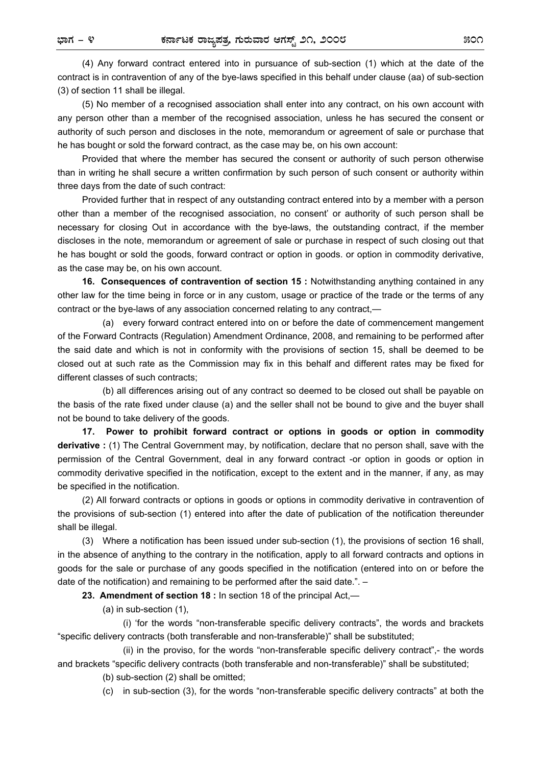(4) Any forward contract entered into in pursuance of sub-section (1) which at the date of the contract is in contravention of any of the bye-laws specified in this behalf under clause (aa) of sub-section (3) of section 11 shall be illegal.

(5) No member of a recognised association shall enter into any contract, on his own account with any person other than a member of the recognised association, unless he has secured the consent or authority of such person and discloses in the note, memorandum or agreement of sale or purchase that he has bought or sold the forward contract, as the case may be, on his own account:

Provided that where the member has secured the consent or authority of such person otherwise than in writing he shall secure a written confirmation by such person of such consent or authority within three days from the date of such contract:

Provided further that in respect of any outstanding contract entered into by a member with a person other than a member of the recognised association, no consent' or authority of such person shall be necessary for closing Out in accordance with the bye-laws, the outstanding contract, if the member discloses in the note, memorandum or agreement of sale or purchase in respect of such closing out that he has bought or sold the goods, forward contract or option in goods. or option in commodity derivative, as the case may be, on his own account.

**16. Consequences of contravention of section 15 :** Notwithstanding anything contained in any other law for the time being in force or in any custom, usage or practice of the trade or the terms of any contract or the bye-laws of any association concerned relating to any contract,—

(a) every forward contract entered into on or before the date of commencement mangement of the Forward Contracts (Regulation) Amendment Ordinance, 2008, and remaining to be performed after the said date and which is not in conformity with the provisions of section 15, shall be deemed to be closed out at such rate as the Commission may fix in this behalf and different rates may be fixed for different classes of such contracts;

(b) all differences arising out of any contract so deemed to be closed out shall be payable on the basis of the rate fixed under clause (a) and the seller shall not be bound to give and the buyer shall not be bound to take delivery of the goods.

**17. Power to prohibit forward contract or options in goods or option in commodity derivative :** (1) The Central Government may, by notification, declare that no person shall, save with the permission of the Central Government, deal in any forward contract -or option in goods or option in commodity derivative specified in the notification, except to the extent and in the manner, if any, as may be specified in the notification.

(2) All forward contracts or options in goods or options in commodity derivative in contravention of the provisions of sub-section (1) entered into after the date of publication of the notification thereunder shall be illegal.

(3) Where a notification has been issued under sub-section (1), the provisions of section 16 shall, in the absence of anything to the contrary in the notification, apply to all forward contracts and options in goods for the sale or purchase of any goods specified in the notification (entered into on or before the date of the notification) and remaining to be performed after the said date.". –

**23. Amendment of section 18 :** In section 18 of the principal Act,—

(a) in sub-section (1),

(i) 'for the words "non-transferable specific delivery contracts", the words and brackets "specific delivery contracts (both transferable and non-transferable)" shall be substituted;

(ii) in the proviso, for the words "non-transferable specific delivery contract",- the words and brackets "specific delivery contracts (both transferable and non-transferable)" shall be substituted;

(b) sub-section (2) shall be omitted;

(c) in sub-section (3), for the words "non-transferable specific delivery contracts" at both the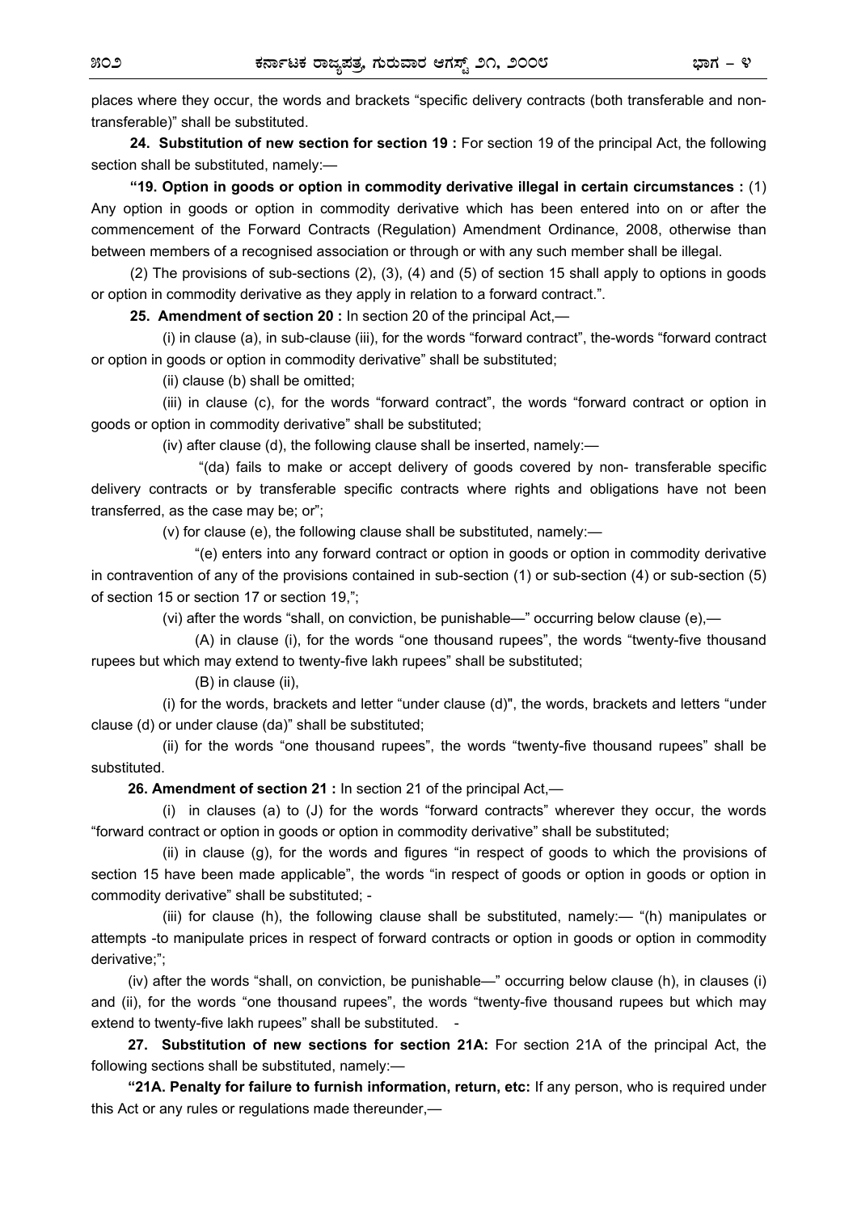places where they occur, the words and brackets "specific delivery contracts (both transferable and non-transferable)" shall be substituted.

**24. Substitution of new section for section 19 :** For section 19 of the principal Act, the following section shall be substituted, namely:—

**"19. Option in goods or option in commodity derivative illegal in certain circumstances :** (1) Any option in goods or option in commodity derivative which has been entered into on or after the commencement of the Forward Contracts (Regulation) Amendment Ordinance, 2008, otherwise than between members of a recognised association or through or with any such member shall be illegal.

(2) The provisions of sub-sections (2), (3), (4) and (5) of section 15 shall apply to options in goods or option in commodity derivative as they apply in relation to a forward contract.".

**25. Amendment of section 20 :** In section 20 of the principal Act,—

(i) in clause (a), in sub-clause (iii), for the words "forward contract", the-words "forward contract or option in goods or option in commodity derivative" shall be substituted;

(ii) clause (b) shall be omitted;

(iii) in clause (c), for the words "forward contract", the words "forward contract or option in goods or option in commodity derivative" shall be substituted;

(iv) after clause (d), the following clause shall be inserted, namely:—

"(da) fails to make or accept delivery of goods covered by non- transferable specific delivery contracts or by transferable specific contracts where rights and obligations have not been transferred, as the case may be; or";

(v) for clause (e), the following clause shall be substituted, namely:—

"(e) enters into any forward contract or option in goods or option in commodity derivative in contravention of any of the provisions contained in sub-section (1) or sub-section (4) or sub-section (5) of section 15 or section 17 or section 19,";

(vi) after the words "shall, on conviction, be punishable—" occurring below clause (e),—

(A) in clause (i), for the words "one thousand rupees", the words "twenty-five thousand rupees but which may extend to twenty-five lakh rupees" shall be substituted;

(B) in clause (ii),

(i) for the words, brackets and letter "under clause (d)", the words, brackets and letters "under clause (d) or under clause (da)" shall be substituted;

(ii) for the words "one thousand rupees", the words "twenty-five thousand rupees" shall be substituted.

**26. Amendment of section 21 :** In section 21 of the principal Act,—

(i) in clauses (a) to (J) for the words "forward contracts" wherever they occur, the words "forward contract or option in goods or option in commodity derivative" shall be substituted;

(ii) in clause (g), for the words and figures "in respect of goods to which the provisions of section 15 have been made applicable", the words "in respect of goods or option in goods or option in commodity derivative" shall be substituted; -

(iii) for clause (h), the following clause shall be substituted, namely:— "(h) manipulates or attempts -to manipulate prices in respect of forward contracts or option in goods or option in commodity derivative;";

(iv) after the words "shall, on conviction, be punishable—" occurring below clause (h), in clauses (i) and (ii), for the words "one thousand rupees", the words "twenty-five thousand rupees but which may extend to twenty-five lakh rupees" shall be substituted. -

**27. Substitution of new sections for section 21A:** For section 21A of the principal Act, the following sections shall be substituted, namely:—

**"21A. Penalty for failure to furnish information, return, etc:** If any person, who is required under this Act or any rules or regulations made thereunder,—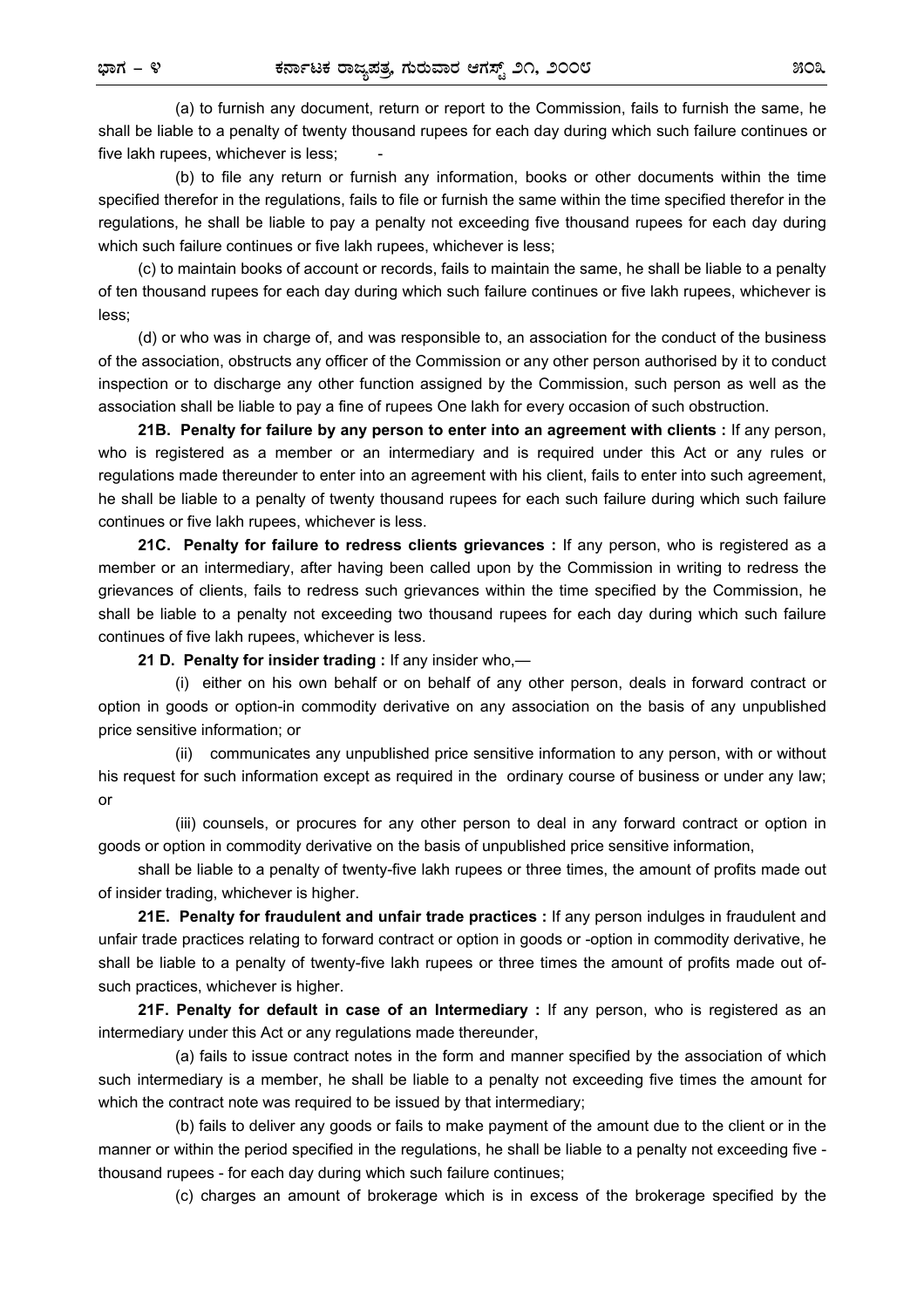(a) to furnish any document, return or report to the Commission, fails to furnish the same, he shall be liable to a penalty of twenty thousand rupees for each day during which such failure continues or five lakh rupees, whichever is less; -

(b) to file any return or furnish any information, books or other documents within the time specified therefor in the regulations, fails to file or furnish the same within the time specified therefor in the regulations, he shall be liable to pay a penalty not exceeding five thousand rupees for each day during which such failure continues or five lakh rupees, whichever is less;

(c) to maintain books of account or records, fails to maintain the same, he shall be liable to a penalty of ten thousand rupees for each day during which such failure continues or five lakh rupees, whichever is less;

(d) or who was in charge of, and was responsible to, an association for the conduct of the business of the association, obstructs any officer of the Commission or any other person authorised by it to conduct inspection or to discharge any other function assigned by the Commission, such person as well as the association shall be liable to pay a fine of rupees One lakh for every occasion of such obstruction.

**21B. Penalty for failure by any person to enter into an agreement with clients :** If any person, who is registered as a member or an intermediary and is required under this Act or any rules or regulations made thereunder to enter into an agreement with his client, fails to enter into such agreement, he shall be liable to a penalty of twenty thousand rupees for each such failure during which such failure continues or five lakh rupees, whichever is less.

**21C. Penalty for failure to redress clients grievances :** If any person, who is registered as a member or an intermediary, after having been called upon by the Commission in writing to redress the grievances of clients, fails to redress such grievances within the time specified by the Commission, he shall be liable to a penalty not exceeding two thousand rupees for each day during which such failure continues of five lakh rupees, whichever is less.

**21 D. Penalty for insider trading :** If any insider who,—

(i) either on his own behalf or on behalf of any other person, deals in forward contract or option in goods or option-in commodity derivative on any association on the basis of any unpublished price sensitive information; or

(ii) communicates any unpublished price sensitive information to any person, with or without his request for such information except as required in the ordinary course of business or under any law; or

(iii) counsels, or procures for any other person to deal in any forward contract or option in goods or option in commodity derivative on the basis of unpublished price sensitive information,

shall be liable to a penalty of twenty-five lakh rupees or three times, the amount of profits made out of insider trading, whichever is higher.

**21E. Penalty for fraudulent and unfair trade practices :** If any person indulges in fraudulent and unfair trade practices relating to forward contract or option in goods or -option in commodity derivative, he shall be liable to a penalty of twenty-five lakh rupees or three times the amount of profits made out of-such practices, whichever is higher.

**21F. Penalty for default in case of an Intermediary :** If any person, who is registered as an intermediary under this Act or any regulations made thereunder,

(a) fails to issue contract notes in the form and manner specified by the association of which such intermediary is a member, he shall be liable to a penalty not exceeding five times the amount for which the contract note was required to be issued by that intermediary;

(b) fails to deliver any goods or fails to make payment of the amount due to the client or in the manner or within the period specified in the regulations, he shall be liable to a penalty not exceeding five - thousand rupees - for each day during which such failure continues;

(c) charges an amount of brokerage which is in excess of the brokerage specified by the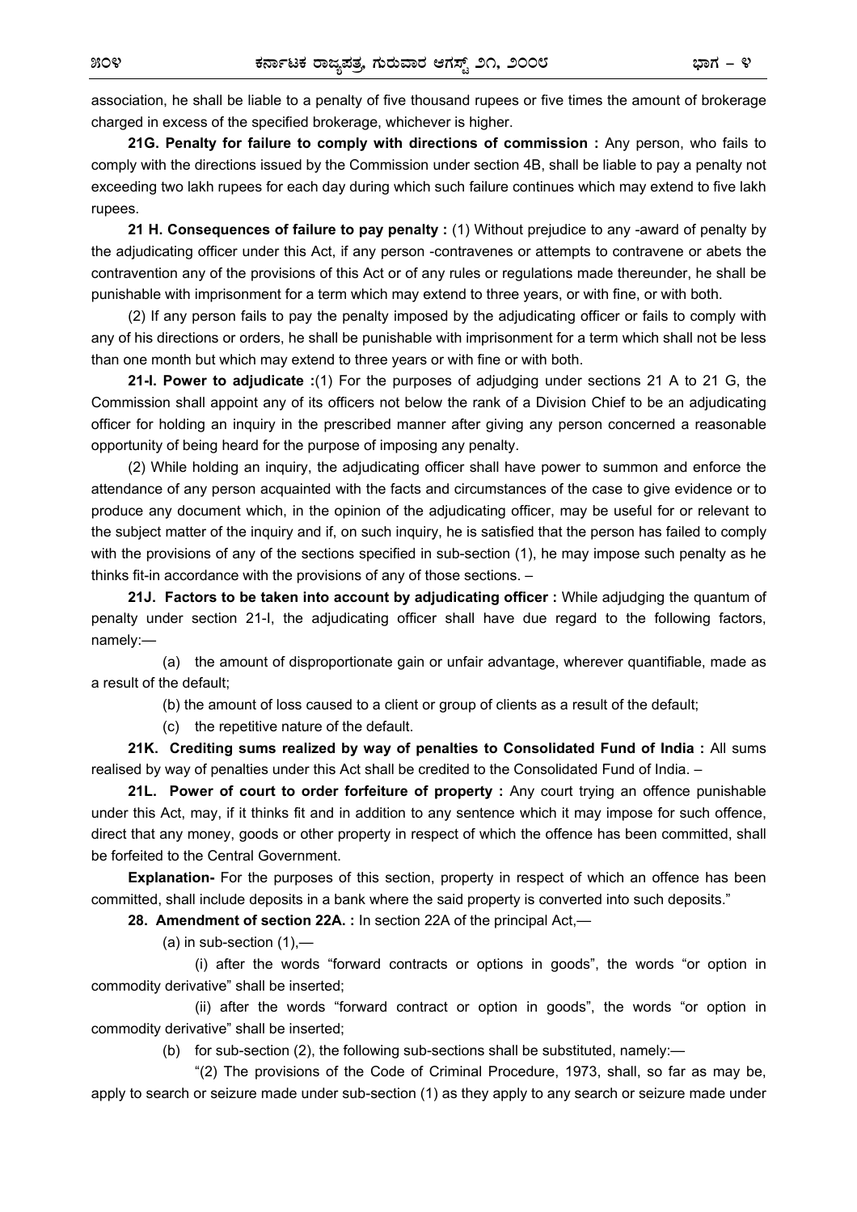association, he shall be liable to a penalty of five thousand rupees or five times the amount of brokerage charged in excess of the specified brokerage, whichever is higher.

**21G. Penalty for failure to comply with directions of commission :** Any person, who fails to comply with the directions issued by the Commission under section 4B, shall be liable to pay a penalty not exceeding two lakh rupees for each day during which such failure continues which may extend to five lakh rupees.

**21 H. Consequences of failure to pay penalty :** (1) Without prejudice to any -award of penalty by the adjudicating officer under this Act, if any person -contravenes or attempts to contravene or abets the contravention any of the provisions of this Act or of any rules or regulations made thereunder, he shall be punishable with imprisonment for a term which may extend to three years, or with fine, or with both.

(2) If any person fails to pay the penalty imposed by the adjudicating officer or fails to comply with any of his directions or orders, he shall be punishable with imprisonment for a term which shall not be less than one month but which may extend to three years or with fine or with both.

**21-I. Power to adjudicate :**(1) For the purposes of adjudging under sections 21 A to 21 G, the Commission shall appoint any of its officers not below the rank of a Division Chief to be an adjudicating officer for holding an inquiry in the prescribed manner after giving any person concerned a reasonable opportunity of being heard for the purpose of imposing any penalty.

(2) While holding an inquiry, the adjudicating officer shall have power to summon and enforce the attendance of any person acquainted with the facts and circumstances of the case to give evidence or to produce any document which, in the opinion of the adjudicating officer, may be useful for or relevant to the subject matter of the inquiry and if, on such inquiry, he is satisfied that the person has failed to comply with the provisions of any of the sections specified in sub-section (1), he may impose such penalty as he thinks fit-in accordance with the provisions of any of those sections. –

**21J. Factors to be taken into account by adjudicating officer :** While adjudging the quantum of penalty under section 21-I, the adjudicating officer shall have due regard to the following factors, namely:—

(a) the amount of disproportionate gain or unfair advantage, wherever quantifiable, made as a result of the default;

(b) the amount of loss caused to a client or group of clients as a result of the default;

(c) the repetitive nature of the default.

**21K. Crediting sums realized by way of penalties to Consolidated Fund of India :** All sums realised by way of penalties under this Act shall be credited to the Consolidated Fund of India. –

**21L. Power of court to order forfeiture of property :** Any court trying an offence punishable under this Act, may, if it thinks fit and in addition to any sentence which it may impose for such offence, direct that any money, goods or other property in respect of which the offence has been committed, shall be forfeited to the Central Government.

**Explanation-** For the purposes of this section, property in respect of which an offence has been committed, shall include deposits in a bank where the said property is converted into such deposits."

**28. Amendment of section 22A. :** In section 22A of the principal Act,—

(a) in sub-section (1),—

(i) after the words "forward contracts or options in goods", the words "or option in commodity derivative" shall be inserted;

(ii) after the words "forward contract or option in goods", the words "or option in commodity derivative" shall be inserted;

(b) for sub-section (2), the following sub-sections shall be substituted, namely:—

"(2) The provisions of the Code of Criminal Procedure, 1973, shall, so far as may be, apply to search or seizure made under sub-section (1) as they apply to any search or seizure made under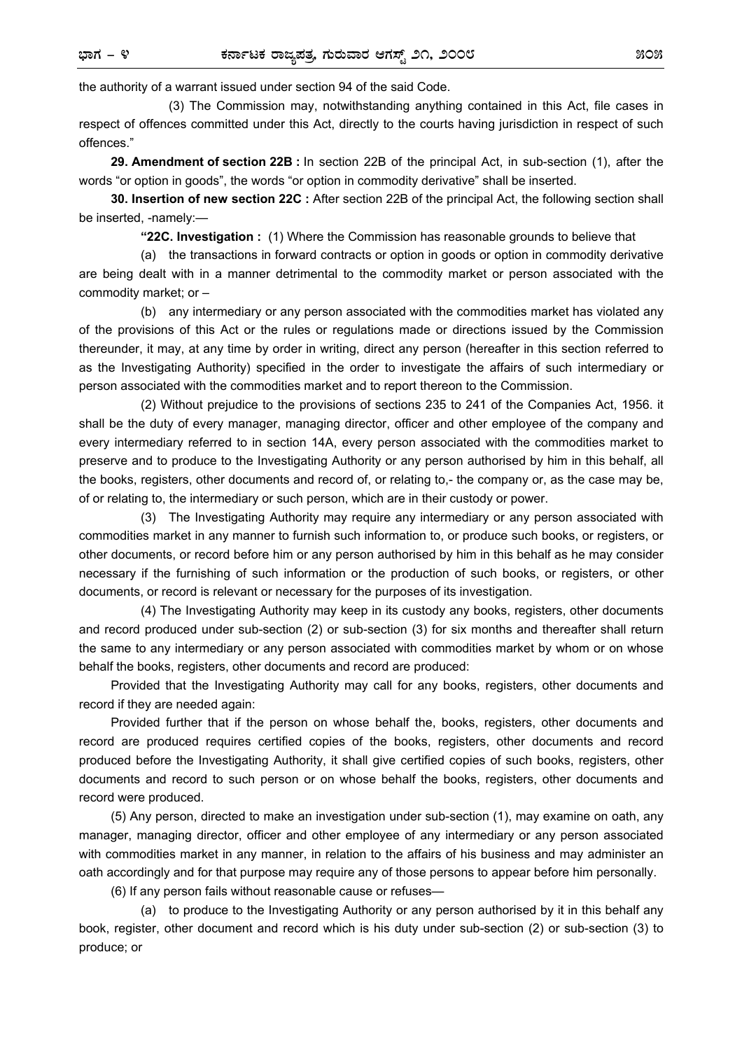the authority of a warrant issued under section 94 of the said Code.

(3) The Commission may, notwithstanding anything contained in this Act, file cases in respect of offences committed under this Act, directly to the courts having jurisdiction in respect of such offences."

**29. Amendment of section 22B :** In section 22B of the principal Act, in sub-section (1), after the words "or option in goods", the words "or option in commodity derivative" shall be inserted.

**30. Insertion of new section 22C :** After section 22B of the principal Act, the following section shall be inserted, -namely:—

**"22C. Investigation :** (1) Where the Commission has reasonable grounds to believe that

(a) the transactions in forward contracts or option in goods or option in commodity derivative are being dealt with in a manner detrimental to the commodity market or person associated with the commodity market; or –

(b) any intermediary or any person associated with the commodities market has violated any of the provisions of this Act or the rules or regulations made or directions issued by the Commission thereunder, it may, at any time by order in writing, direct any person (hereafter in this section referred to as the Investigating Authority) specified in the order to investigate the affairs of such intermediary or person associated with the commodities market and to report thereon to the Commission.

(2) Without prejudice to the provisions of sections 235 to 241 of the Companies Act, 1956. it shall be the duty of every manager, managing director, officer and other employee of the company and every intermediary referred to in section 14A, every person associated with the commodities market to preserve and to produce to the Investigating Authority or any person authorised by him in this behalf, all the books, registers, other documents and record of, or relating to,- the company or, as the case may be, of or relating to, the intermediary or such person, which are in their custody or power.

(3) The Investigating Authority may require any intermediary or any person associated with commodities market in any manner to furnish such information to, or produce such books, or registers, or other documents, or record before him or any person authorised by him in this behalf as he may consider necessary if the furnishing of such information or the production of such books, or registers, or other documents, or record is relevant or necessary for the purposes of its investigation.

(4) The Investigating Authority may keep in its custody any books, registers, other documents and record produced under sub-section (2) or sub-section (3) for six months and thereafter shall return the same to any intermediary or any person associated with commodities market by whom or on whose behalf the books, registers, other documents and record are produced:

Provided that the Investigating Authority may call for any books, registers, other documents and record if they are needed again:

Provided further that if the person on whose behalf the, books, registers, other documents and record are produced requires certified copies of the books, registers, other documents and record produced before the Investigating Authority, it shall give certified copies of such books, registers, other documents and record to such person or on whose behalf the books, registers, other documents and record were produced.

(5) Any person, directed to make an investigation under sub-section (1), may examine on oath, any manager, managing director, officer and other employee of any intermediary or any person associated with commodities market in any manner, in relation to the affairs of his business and may administer an oath accordingly and for that purpose may require any of those persons to appear before him personally.

(6) If any person fails without reasonable cause or refuses—

(a) to produce to the Investigating Authority or any person authorised by it in this behalf any book, register, other document and record which is his duty under sub-section (2) or sub-section (3) to produce; or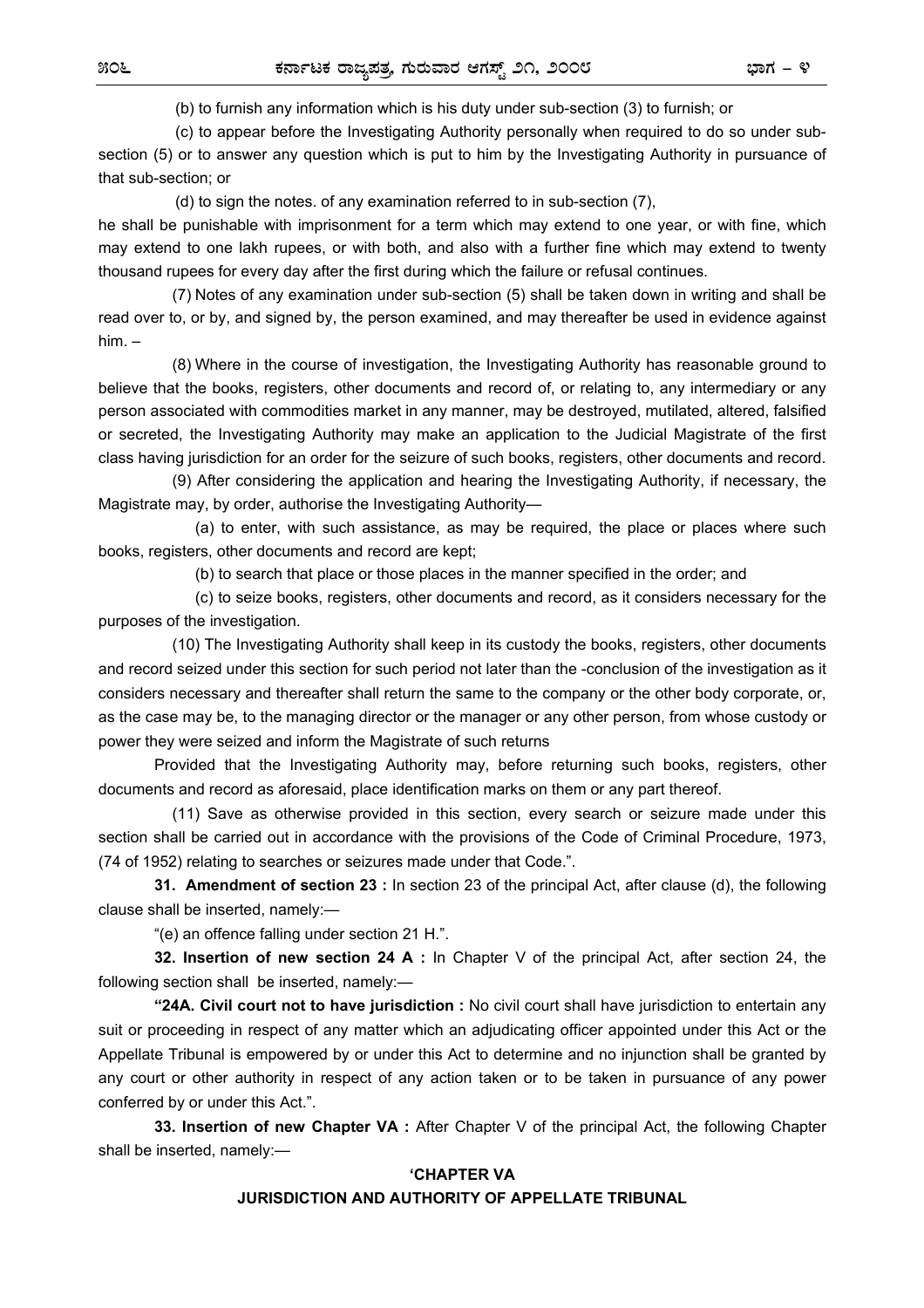(b) to furnish any information which is his duty under sub-section (3) to furnish; or

(c) to appear before the Investigating Authority personally when required to do so under sub-section (5) or to answer any question which is put to him by the Investigating Authority in pursuance of that sub-section; or

(d) to sign the notes. of any examination referred to in sub-section (7),

he shall be punishable with imprisonment for a term which may extend to one year, or with fine, which may extend to one lakh rupees, or with both, and also with a further fine which may extend to twenty thousand rupees for every day after the first during which the failure or refusal continues.

(7) Notes of any examination under sub-section (5) shall be taken down in writing and shall be read over to, or by, and signed by, the person examined, and may thereafter be used in evidence against him. –

(8) Where in the course of investigation, the Investigating Authority has reasonable ground to believe that the books, registers, other documents and record of, or relating to, any intermediary or any person associated with commodities market in any manner, may be destroyed, mutilated, altered, falsified or secreted, the Investigating Authority may make an application to the Judicial Magistrate of the first class having jurisdiction for an order for the seizure of such books, registers, other documents and record.

(9) After considering the application and hearing the Investigating Authority, if necessary, the Magistrate may, by order, authorise the Investigating Authority—

(a) to enter, with such assistance, as may be required, the place or places where such books, registers, other documents and record are kept;

(b) to search that place or those places in the manner specified in the order; and

(c) to seize books, registers, other documents and record, as it considers necessary for the purposes of the investigation.

(10) The Investigating Authority shall keep in its custody the books, registers, other documents and record seized under this section for such period not later than the -conclusion of the investigation as it considers necessary and thereafter shall return the same to the company or the other body corporate, or, as the case may be, to the managing director or the manager or any other person, from whose custody or power they were seized and inform the Magistrate of such returns

Provided that the Investigating Authority may, before returning such books, registers, other documents and record as aforesaid, place identification marks on them or any part thereof.

(11) Save as otherwise provided in this section, every search or seizure made under this section shall be carried out in accordance with the provisions of the Code of Criminal Procedure, 1973, (74 of 1952) relating to searches or seizures made under that Code.".

**31. Amendment of section 23 :** In section 23 of the principal Act, after clause (d), the following clause shall be inserted, namely:—

"(e) an offence falling under section 21 H.".

**32. Insertion of new section 24 A :** In Chapter V of the principal Act, after section 24, the following section shall be inserted, namely:—

**"24A. Civil court not to have jurisdiction :** No civil court shall have jurisdiction to entertain any suit or proceeding in respect of any matter which an adjudicating officer appointed under this Act or the Appellate Tribunal is empowered by or under this Act to determine and no injunction shall be granted by any court or other authority in respect of any action taken or to be taken in pursuance of any power conferred by or under this Act.".

**33. Insertion of new Chapter VA :** After Chapter V of the principal Act, the following Chapter shall be inserted, namely:—

**'CHAPTER VA**

**JURISDICTION AND AUTHORITY OF APPELLATE TRIBUNAL**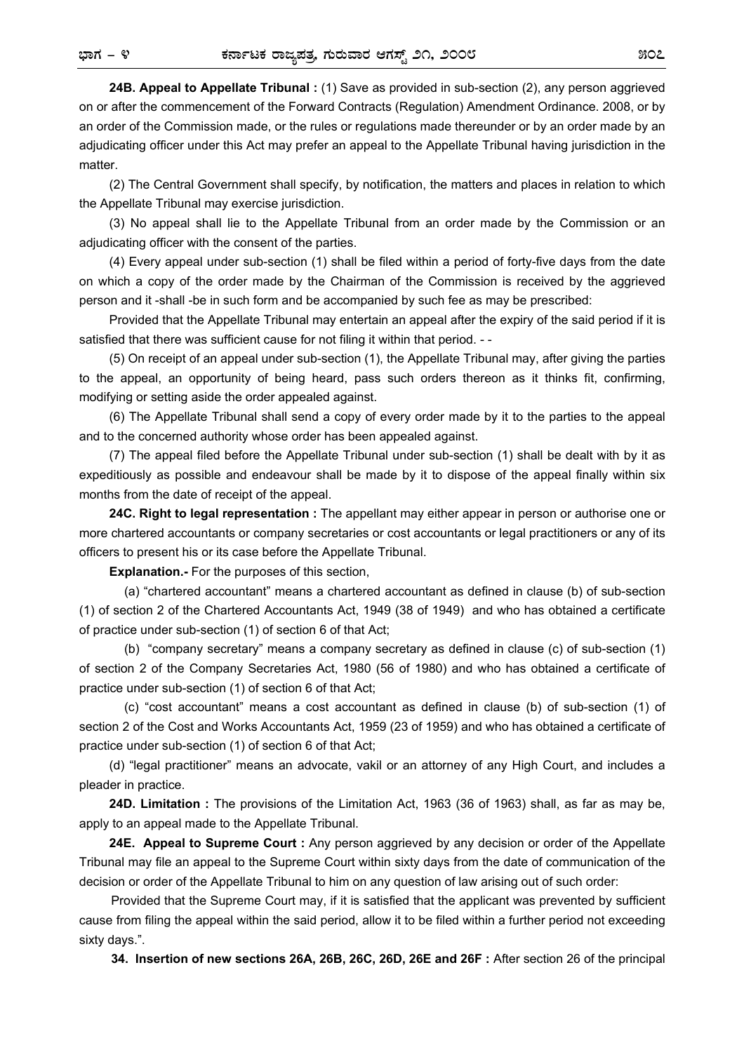**24B. Appeal to Appellate Tribunal :** (1) Save as provided in sub-section (2), any person aggrieved on or after the commencement of the Forward Contracts (Regulation) Amendment Ordinance. 2008, or by an order of the Commission made, or the rules or regulations made thereunder or by an order made by an adjudicating officer under this Act may prefer an appeal to the Appellate Tribunal having jurisdiction in the matter.

(2) The Central Government shall specify, by notification, the matters and places in relation to which the Appellate Tribunal may exercise jurisdiction.

(3) No appeal shall lie to the Appellate Tribunal from an order made by the Commission or an adjudicating officer with the consent of the parties.

(4) Every appeal under sub-section (1) shall be filed within a period of forty-five days from the date on which a copy of the order made by the Chairman of the Commission is received by the aggrieved person and it -shall -be in such form and be accompanied by such fee as may be prescribed:

Provided that the Appellate Tribunal may entertain an appeal after the expiry of the said period if it is satisfied that there was sufficient cause for not filing it within that period. - -

(5) On receipt of an appeal under sub-section (1), the Appellate Tribunal may, after giving the parties to the appeal, an opportunity of being heard, pass such orders thereon as it thinks fit, confirming, modifying or setting aside the order appealed against.

(6) The Appellate Tribunal shall send a copy of every order made by it to the parties to the appeal and to the concerned authority whose order has been appealed against.

(7) The appeal filed before the Appellate Tribunal under sub-section (1) shall be dealt with by it as expeditiously as possible and endeavour shall be made by it to dispose of the appeal finally within six months from the date of receipt of the appeal.

**24C. Right to legal representation :** The appellant may either appear in person or authorise one or more chartered accountants or company secretaries or cost accountants or legal practitioners or any of its officers to present his or its case before the Appellate Tribunal.

**Explanation.-** For the purposes of this section,

(a) "chartered accountant" means a chartered accountant as defined in clause (b) of sub-section (1) of section 2 of the Chartered Accountants Act, 1949 (38 of 1949) and who has obtained a certificate of practice under sub-section (1) of section 6 of that Act;

(b) "company secretary" means a company secretary as defined in clause (c) of sub-section (1) of section 2 of the Company Secretaries Act, 1980 (56 of 1980) and who has obtained a certificate of practice under sub-section (1) of section 6 of that Act;

(c) "cost accountant" means a cost accountant as defined in clause (b) of sub-section (1) of section 2 of the Cost and Works Accountants Act, 1959 (23 of 1959) and who has obtained a certificate of practice under sub-section (1) of section 6 of that Act;

(d) "legal practitioner" means an advocate, vakil or an attorney of any High Court, and includes a pleader in practice.

**24D. Limitation :** The provisions of the Limitation Act, 1963 (36 of 1963) shall, as far as may be, apply to an appeal made to the Appellate Tribunal.

**24E. Appeal to Supreme Court :** Any person aggrieved by any decision or order of the Appellate Tribunal may file an appeal to the Supreme Court within sixty days from the date of communication of the decision or order of the Appellate Tribunal to him on any question of law arising out of such order:

Provided that the Supreme Court may, if it is satisfied that the applicant was prevented by sufficient cause from filing the appeal within the said period, allow it to be filed within a further period not exceeding sixty days.".

**34. Insertion of new sections 26A, 26B, 26C, 26D, 26E and 26F :** After section 26 of the principal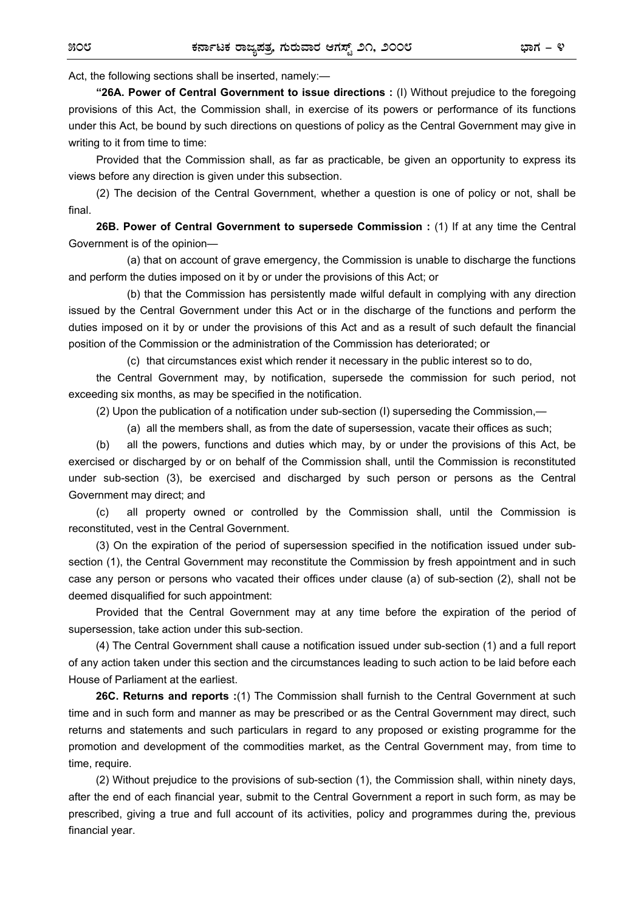Act, the following sections shall be inserted, namely:—

**"26A. Power of Central Government to issue directions :** (I) Without prejudice to the foregoing provisions of this Act, the Commission shall, in exercise of its powers or performance of its functions under this Act, be bound by such directions on questions of policy as the Central Government may give in writing to it from time to time:

Provided that the Commission shall, as far as practicable, be given an opportunity to express its views before any direction is given under this subsection.

(2) The decision of the Central Government, whether a question is one of policy or not, shall be final.

**26B. Power of Central Government to supersede Commission :** (1) If at any time the Central Government is of the opinion—

(a) that on account of grave emergency, the Commission is unable to discharge the functions and perform the duties imposed on it by or under the provisions of this Act; or

(b) that the Commission has persistently made wilful default in complying with any direction issued by the Central Government under this Act or in the discharge of the functions and perform the duties imposed on it by or under the provisions of this Act and as a result of such default the financial position of the Commission or the administration of the Commission has deteriorated; or

(c) that circumstances exist which render it necessary in the public interest so to do,

the Central Government may, by notification, supersede the commission for such period, not exceeding six months, as may be specified in the notification.

(2) Upon the publication of a notification under sub-section (I) superseding the Commission,—

(a) all the members shall, as from the date of supersession, vacate their offices as such;

(b) all the powers, functions and duties which may, by or under the provisions of this Act, be exercised or discharged by or on behalf of the Commission shall, until the Commission is reconstituted under sub-section (3), be exercised and discharged by such person or persons as the Central Government may direct; and

(c) all property owned or controlled by the Commission shall, until the Commission is reconstituted, vest in the Central Government.

(3) On the expiration of the period of supersession specified in the notification issued under sub-section (1), the Central Government may reconstitute the Commission by fresh appointment and in such case any person or persons who vacated their offices under clause (a) of sub-section (2), shall not be deemed disqualified for such appointment:

Provided that the Central Government may at any time before the expiration of the period of supersession, take action under this sub-section.

(4) The Central Government shall cause a notification issued under sub-section (1) and a full report of any action taken under this section and the circumstances leading to such action to be laid before each House of Parliament at the earliest.

**26C. Returns and reports :**(1) The Commission shall furnish to the Central Government at such time and in such form and manner as may be prescribed or as the Central Government may direct, such returns and statements and such particulars in regard to any proposed or existing programme for the promotion and development of the commodities market, as the Central Government may, from time to time, require.

(2) Without prejudice to the provisions of sub-section (1), the Commission shall, within ninety days, after the end of each financial year, submit to the Central Government a report in such form, as may be prescribed, giving a true and full account of its activities, policy and programmes during the, previous financial year.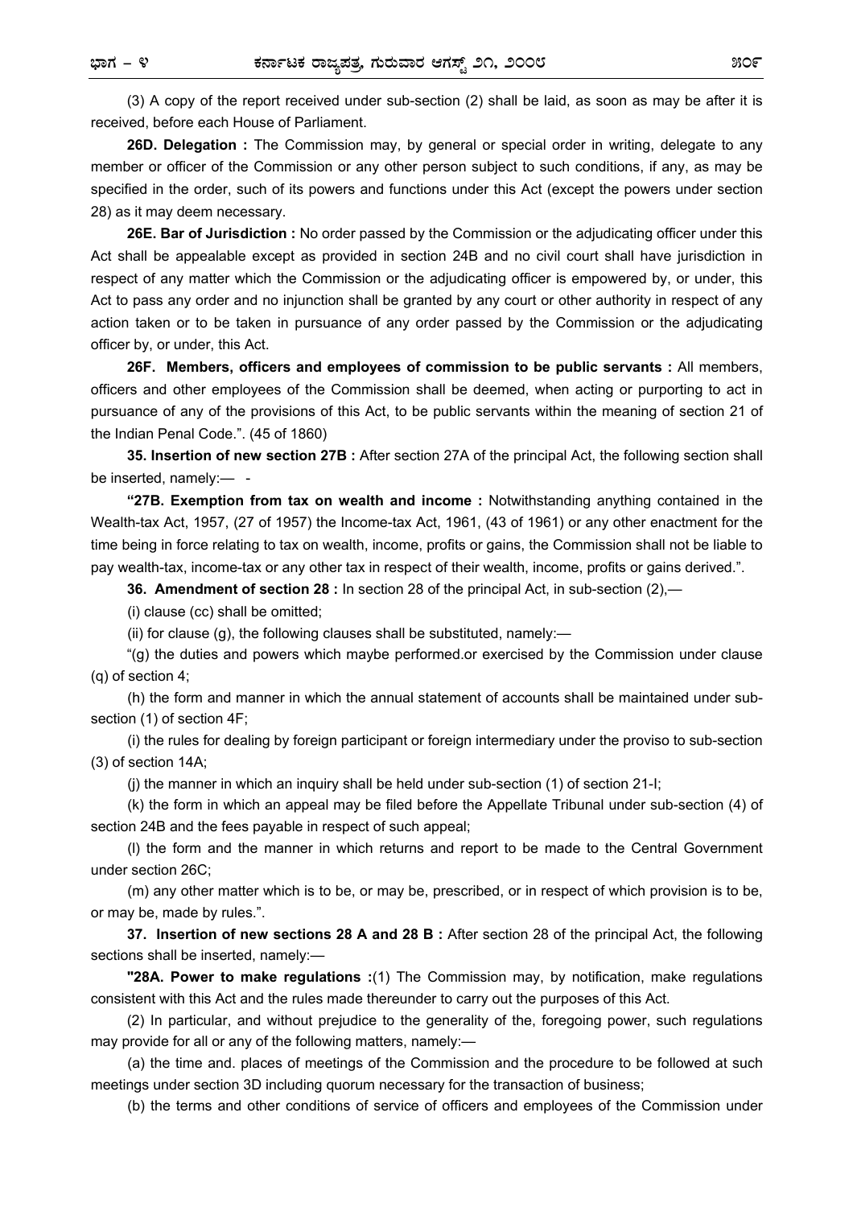(3) A copy of the report received under sub-section (2) shall be laid, as soon as may be after it is received, before each House of Parliament.

**26D. Delegation :** The Commission may, by general or special order in writing, delegate to any member or officer of the Commission or any other person subject to such conditions, if any, as may be specified in the order, such of its powers and functions under this Act (except the powers under section 28) as it may deem necessary.

**26E. Bar of Jurisdiction :** No order passed by the Commission or the adjudicating officer under this Act shall be appealable except as provided in section 24B and no civil court shall have jurisdiction in respect of any matter which the Commission or the adjudicating officer is empowered by, or under, this Act to pass any order and no injunction shall be granted by any court or other authority in respect of any action taken or to be taken in pursuance of any order passed by the Commission or the adjudicating officer by, or under, this Act.

**26F. Members, officers and employees of commission to be public servants :** All members, officers and other employees of the Commission shall be deemed, when acting or purporting to act in pursuance of any of the provisions of this Act, to be public servants within the meaning of section 21 of the Indian Penal Code.". (45 of 1860)

**35. Insertion of new section 27B :** After section 27A of the principal Act, the following section shall be inserted, namely:— -

**"27B. Exemption from tax on wealth and income :** Notwithstanding anything contained in the Wealth-tax Act, 1957, (27 of 1957) the Income-tax Act, 1961, (43 of 1961) or any other enactment for the time being in force relating to tax on wealth, income, profits or gains, the Commission shall not be liable to pay wealth-tax, income-tax or any other tax in respect of their wealth, income, profits or gains derived.".

**36. Amendment of section 28 :** In section 28 of the principal Act, in sub-section (2),—

(i) clause (cc) shall be omitted;

(ii) for clause (g), the following clauses shall be substituted, namely:—

"(g) the duties and powers which maybe performed.or exercised by the Commission under clause (q) of section 4;

(h) the form and manner in which the annual statement of accounts shall be maintained under sub-section (1) of section 4F;

(i) the rules for dealing by foreign participant or foreign intermediary under the proviso to sub-section (3) of section 14A;

(j) the manner in which an inquiry shall be held under sub-section (1) of section 21-I;

(k) the form in which an appeal may be filed before the Appellate Tribunal under sub-section (4) of section 24B and the fees payable in respect of such appeal;

(l) the form and the manner in which returns and report to be made to the Central Government under section 26C;

(m) any other matter which is to be, or may be, prescribed, or in respect of which provision is to be, or may be, made by rules.".

**37. Insertion of new sections 28 A and 28 B :** After section 28 of the principal Act, the following sections shall be inserted, namely:—

**"28A. Power to make regulations :**(1) The Commission may, by notification, make regulations consistent with this Act and the rules made thereunder to carry out the purposes of this Act.

(2) In particular, and without prejudice to the generality of the, foregoing power, such regulations may provide for all or any of the following matters, namely:—

(a) the time and. places of meetings of the Commission and the procedure to be followed at such meetings under section 3D including quorum necessary for the transaction of business;

(b) the terms and other conditions of service of officers and employees of the Commission under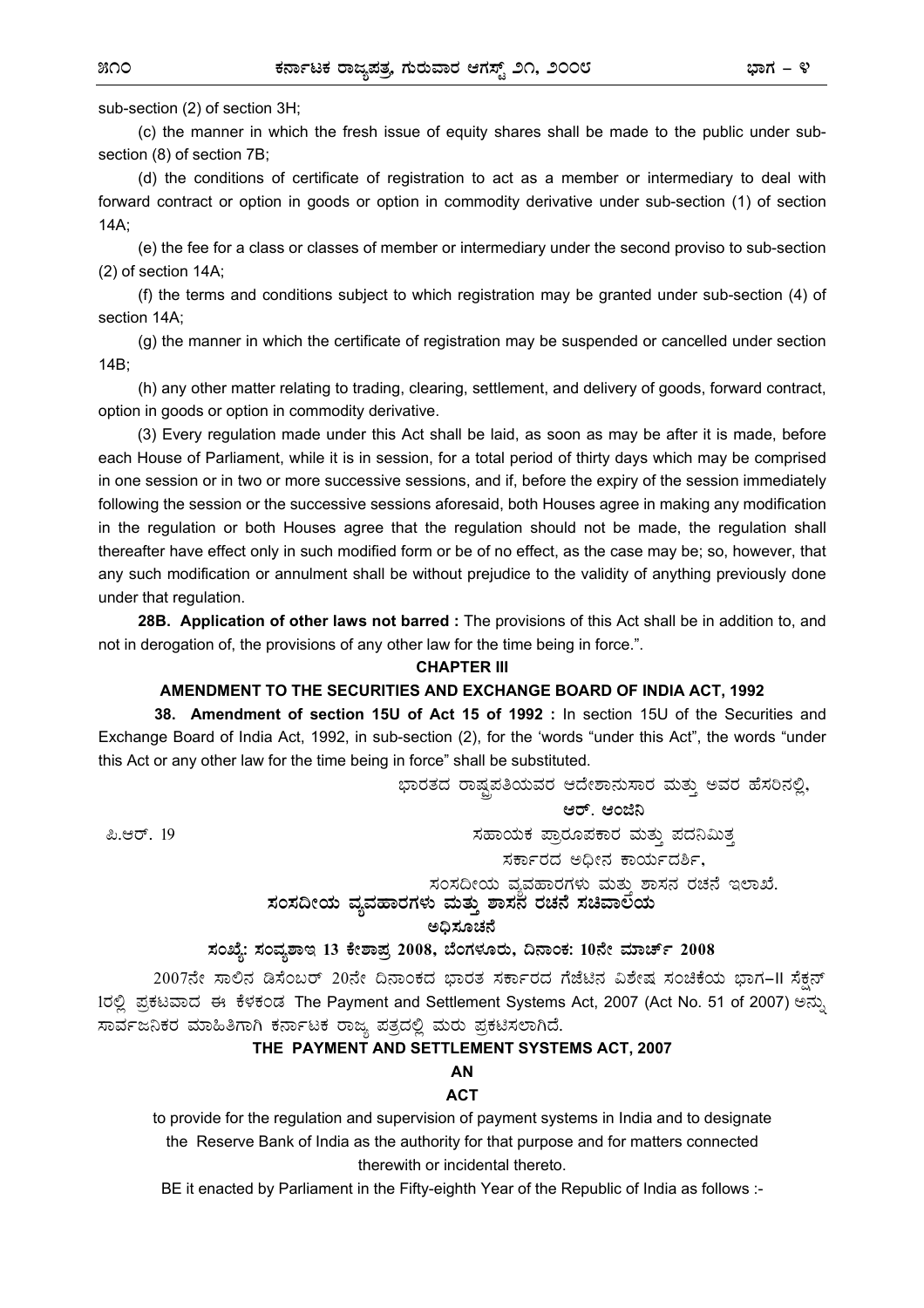sub-section (2) of section 3H;

(c) the manner in which the fresh issue of equity shares shall be made to the public under sub-section (8) of section 7B;

(d) the conditions of certificate of registration to act as a member or intermediary to deal with forward contract or option in goods or option in commodity derivative under sub-section (1) of section 14A;

(e) the fee for a class or classes of member or intermediary under the second proviso to sub-section (2) of section 14A;

(f) the terms and conditions subject to which registration may be granted under sub-section (4) of section 14A;

(g) the manner in which the certificate of registration may be suspended or cancelled under section 14B;

(h) any other matter relating to trading, clearing, settlement, and delivery of goods, forward contract, option in goods or option in commodity derivative.

(3) Every regulation made under this Act shall be laid, as soon as may be after it is made, before each House of Parliament, while it is in session, for a total period of thirty days which may be comprised in one session or in two or more successive sessions, and if, before the expiry of the session immediately following the session or the successive sessions aforesaid, both Houses agree in making any modification in the regulation or both Houses agree that the regulation should not be made, the regulation shall thereafter have effect only in such modified form or be of no effect, as the case may be; so, however, that any such modification or annulment shall be without prejudice to the validity of anything previously done under that regulation.

**28B. Application of other laws not barred :** The provisions of this Act shall be in addition to, and not in derogation of, the provisions of any other law for the time being in force.".

**CHAPTER III**

**AMENDMENT TO THE SECURITIES AND EXCHANGE BOARD OF INDIA ACT, 1992**

**38. Amendment of section 15U of Act 15 of 1992 :** In section 15U of the Securities and Exchange Board of India Act, 1992, in sub-section (2), for the 'words "under this Act", the words "under this Act or any other law for the time being in force" shall be substituted.

ಭಾರತದ ರಾಷ್ಟ್ರಪತಿಯವರ ಆದೇಶಾನುಸಾರ ಮತ್ತು ಅವರ ಹೆಸರಿನಲ್ಲಿ,

**ಆರ್. ಆಂಜಿನಿ**

ಸಹಾಯಕ ಪ್ರಾರೂಪಕಾರ ಮತ್ತು ಪದನಿಮಿತ್ತ

ಸರ್ಕಾರದ ಅಧೀನ ಕಾರ್ಯದರ್ಶಿ,

ಸಂಸದೀಯ ವ್ಯವಹಾರಗಳು ಮತ್ತು ಶಾಸನ ರಚನೆ ಇಲಾಖೆ.

ಪಿ.ಆರ್. 19

**ಸಂಸದೀಯ ವ್ಯವಹಾರಗಳು ಮತ್ತು ಶಾಸನ ರಚನೆ ಸಚಿವಾಲಯ**

**ಅಧಿಸೂಚನೆ**

**ಸಂಖ್ಯೆ: ಸಂವ್ಯಶಾಇ 13 ಕೇಶಾಪ್ರ 2008, ಬೆಂಗಳೂರು, ದಿನಾಂಕ: 10ನೇ ಮಾರ್ಚ್ 2008**

2007ನೇ ಸಾಲಿನ ಡಿಸೆಂಬರ್ 20ನೇ ದಿನಾಂಕದ ಭಾರತ ಸರ್ಕಾರದ ಗೆಜೆಟಿನ ವಿಶೇಷ ಸಂಚಿಕೆಯ ಭಾಗ–II ಸೆಕ್ಷನ್ 1ರಲ್ಲಿ ಪ್ರಕಟವಾದ ಈ ಕೆಳಕಂಡ The Payment and Settlement Systems Act, 2007 (Act No. 51 of 2007) ಅನ್ನು ಸಾರ್ವಜನಿಕರ ಮಾಹಿತಿಗಾಗಿ ಕರ್ನಾಟಕ ರಾಜ್ಯ ಪತ್ರದಲ್ಲಿ ಮರು ಪ್ರಕಟಿಸಲಾಗಿದೆ.

**THE PAYMENT AND SETTLEMENT SYSTEMS ACT, 2007**

**AN**

**ACT**

to provide for the regulation and supervision of payment systems in India and to designate the Reserve Bank of India as the authority for that purpose and for matters connected therewith or incidental thereto.

BE it enacted by Parliament in the Fifty-eighth Year of the Republic of India as follows :-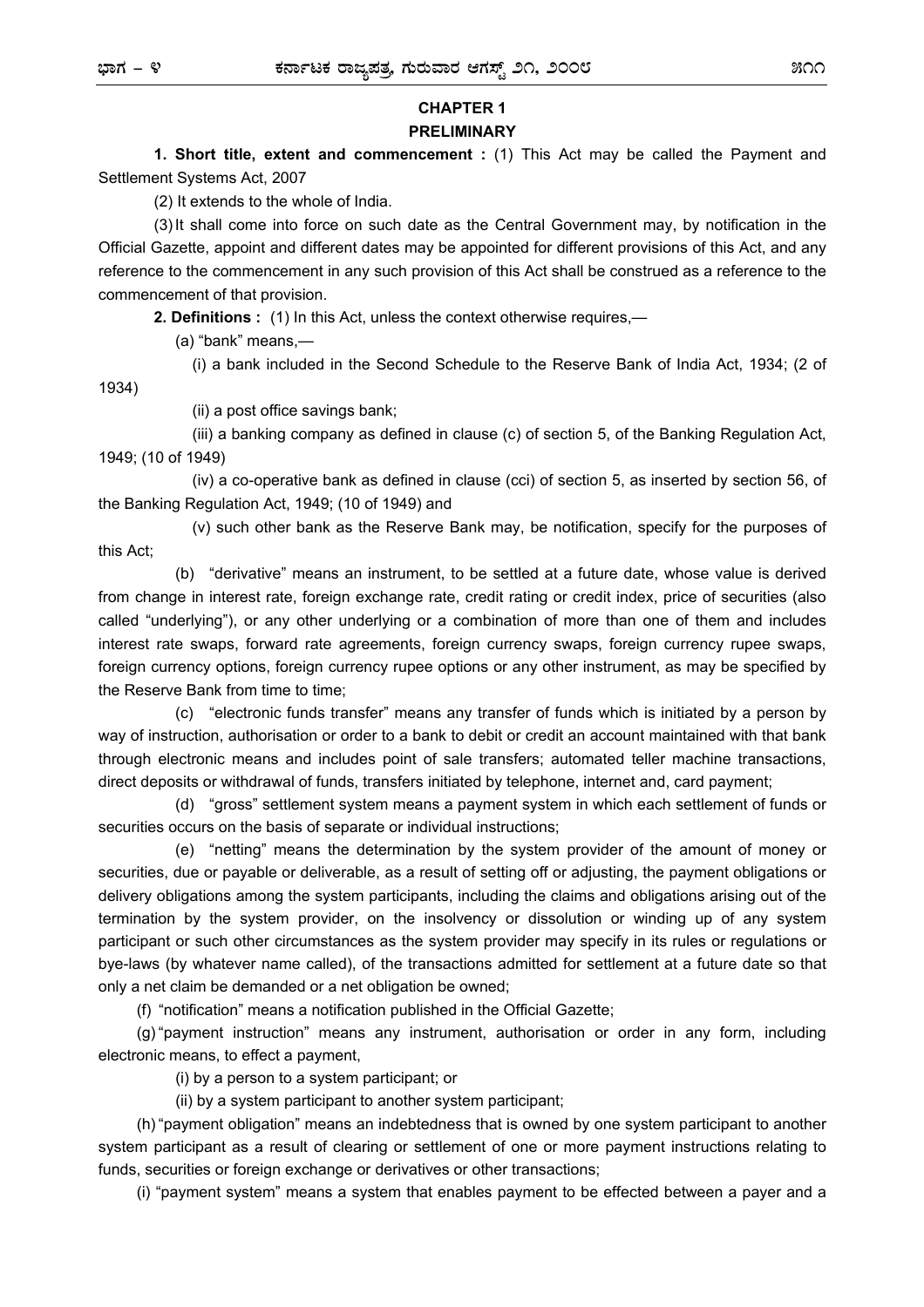## CHAPTER 1

## PRELIMINARY

**1. Short title, extent and commencement :** (1) This Act may be called the Payment and Settlement Systems Act, 2007

(2) It extends to the whole of India.

(3) It shall come into force on such date as the Central Government may, by notification in the Official Gazette, appoint and different dates may be appointed for different provisions of this Act, and any reference to the commencement in any such provision of this Act shall be construed as a reference to the commencement of that provision.

**2. Definitions :** (1) In this Act, unless the context otherwise requires,—

(a) "bank" means,—

(i) a bank included in the Second Schedule to the Reserve Bank of India Act, 1934; (2 of 1934)

(ii) a post office savings bank;

(iii) a banking company as defined in clause (c) of section 5, of the Banking Regulation Act, 1949; (10 of 1949)

(iv) a co-operative bank as defined in clause (cci) of section 5, as inserted by section 56, of the Banking Regulation Act, 1949; (10 of 1949) and

(v) such other bank as the Reserve Bank may, be notification, specify for the purposes of this Act;

(b) "derivative" means an instrument, to be settled at a future date, whose value is derived from change in interest rate, foreign exchange rate, credit rating or credit index, price of securities (also called "underlying"), or any other underlying or a combination of more than one of them and includes interest rate swaps, forward rate agreements, foreign currency swaps, foreign currency rupee swaps, foreign currency options, foreign currency rupee options or any other instrument, as may be specified by the Reserve Bank from time to time;

(c) "electronic funds transfer" means any transfer of funds which is initiated by a person by way of instruction, authorisation or order to a bank to debit or credit an account maintained with that bank through electronic means and includes point of sale transfers; automated teller machine transactions, direct deposits or withdrawal of funds, transfers initiated by telephone, internet and, card payment;

(d) "gross" settlement system means a payment system in which each settlement of funds or securities occurs on the basis of separate or individual instructions;

(e) "netting" means the determination by the system provider of the amount of money or securities, due or payable or deliverable, as a result of setting off or adjusting, the payment obligations or delivery obligations among the system participants, including the claims and obligations arising out of the termination by the system provider, on the insolvency or dissolution or winding up of any system participant or such other circumstances as the system provider may specify in its rules or regulations or bye-laws (by whatever name called), of the transactions admitted for settlement at a future date so that only a net claim be demanded or a net obligation be owned;

(f) "notification" means a notification published in the Official Gazette;

(g) "payment instruction" means any instrument, authorisation or order in any form, including electronic means, to effect a payment,

(i) by a person to a system participant; or

(ii) by a system participant to another system participant;

(h) "payment obligation" means an indebtedness that is owned by one system participant to another system participant as a result of clearing or settlement of one or more payment instructions relating to funds, securities or foreign exchange or derivatives or other transactions;

(i) "payment system" means a system that enables payment to be effected between a payer and a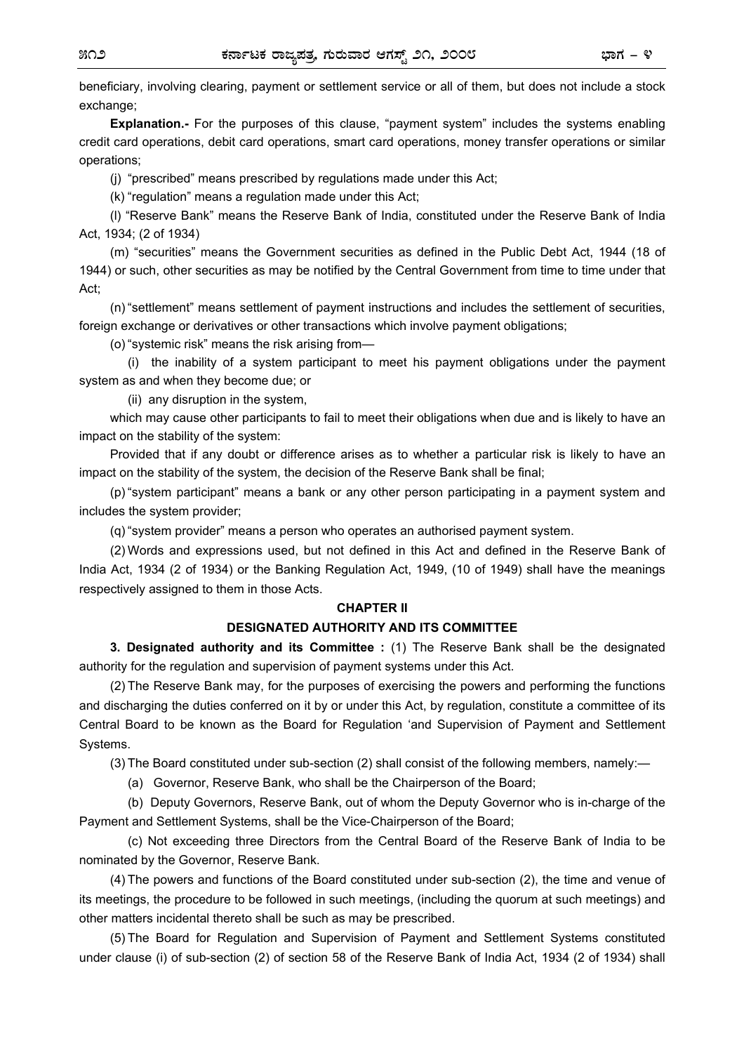beneficiary, involving clearing, payment or settlement service or all of them, but does not include a stock exchange;

**Explanation.-** For the purposes of this clause, "payment system" includes the systems enabling credit card operations, debit card operations, smart card operations, money transfer operations or similar operations;

(j) "prescribed" means prescribed by regulations made under this Act;

(k) "regulation" means a regulation made under this Act;

(l) "Reserve Bank" means the Reserve Bank of India, constituted under the Reserve Bank of India Act, 1934; (2 of 1934)

(m) "securities" means the Government securities as defined in the Public Debt Act, 1944 (18 of 1944) or such, other securities as may be notified by the Central Government from time to time under that Act;

(n) "settlement" means settlement of payment instructions and includes the settlement of securities, foreign exchange or derivatives or other transactions which involve payment obligations;

(o) "systemic risk" means the risk arising from—

(i) the inability of a system participant to meet his payment obligations under the payment system as and when they become due; or

(ii) any disruption in the system,

which may cause other participants to fail to meet their obligations when due and is likely to have an impact on the stability of the system:

Provided that if any doubt or difference arises as to whether a particular risk is likely to have an impact on the stability of the system, the decision of the Reserve Bank shall be final;

(p) "system participant" means a bank or any other person participating in a payment system and includes the system provider;

(q) "system provider" means a person who operates an authorised payment system.

(2) Words and expressions used, but not defined in this Act and defined in the Reserve Bank of India Act, 1934 (2 of 1934) or the Banking Regulation Act, 1949, (10 of 1949) shall have the meanings respectively assigned to them in those Acts.

## CHAPTER II

## DESIGNATED AUTHORITY AND ITS COMMITTEE

**3. Designated authority and its Committee :** (1) The Reserve Bank shall be the designated authority for the regulation and supervision of payment systems under this Act.

(2) The Reserve Bank may, for the purposes of exercising the powers and performing the functions and discharging the duties conferred on it by or under this Act, by regulation, constitute a committee of its Central Board to be known as the Board for Regulation 'and Supervision of Payment and Settlement Systems.

(3) The Board constituted under sub-section (2) shall consist of the following members, namely:—

(a) Governor, Reserve Bank, who shall be the Chairperson of the Board;

(b) Deputy Governors, Reserve Bank, out of whom the Deputy Governor who is in-charge of the Payment and Settlement Systems, shall be the Vice-Chairperson of the Board;

(c) Not exceeding three Directors from the Central Board of the Reserve Bank of India to be nominated by the Governor, Reserve Bank.

(4) The powers and functions of the Board constituted under sub-section (2), the time and venue of its meetings, the procedure to be followed in such meetings, (including the quorum at such meetings) and other matters incidental thereto shall be such as may be prescribed.

(5) The Board for Regulation and Supervision of Payment and Settlement Systems constituted under clause (i) of sub-section (2) of section 58 of the Reserve Bank of India Act, 1934 (2 of 1934) shall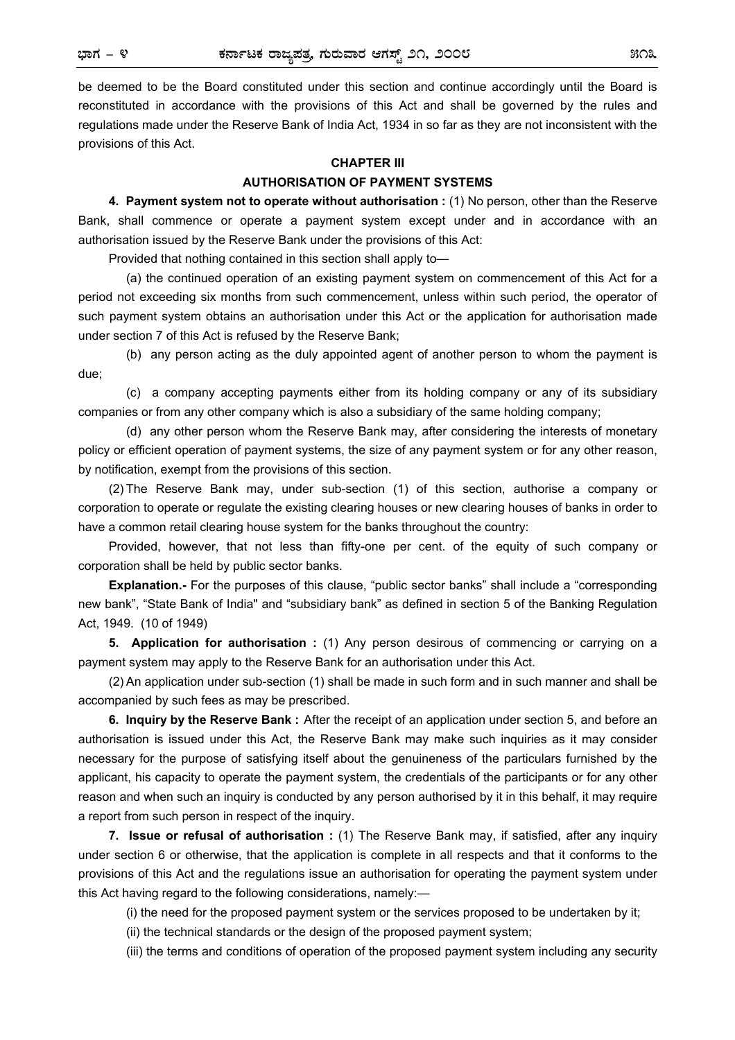be deemed to be the Board constituted under this section and continue accordingly until the Board is reconstituted in accordance with the provisions of this Act and shall be governed by the rules and regulations made under the Reserve Bank of India Act, 1934 in so far as they are not inconsistent with the provisions of this Act.

## CHAPTER III

## AUTHORISATION OF PAYMENT SYSTEMS

**4. Payment system not to operate without authorisation :** (1) No person, other than the Reserve Bank, shall commence or operate a payment system except under and in accordance with an authorisation issued by the Reserve Bank under the provisions of this Act:

Provided that nothing contained in this section shall apply to—

(a) the continued operation of an existing payment system on commencement of this Act for a period not exceeding six months from such commencement, unless within such period, the operator of such payment system obtains an authorisation under this Act or the application for authorisation made under section 7 of this Act is refused by the Reserve Bank;

(b) any person acting as the duly appointed agent of another person to whom the payment is due;

(c) a company accepting payments either from its holding company or any of its subsidiary companies or from any other company which is also a subsidiary of the same holding company;

(d) any other person whom the Reserve Bank may, after considering the interests of monetary policy or efficient operation of payment systems, the size of any payment system or for any other reason, by notification, exempt from the provisions of this section.

(2) The Reserve Bank may, under sub-section (1) of this section, authorise a company or corporation to operate or regulate the existing clearing houses or new clearing houses of banks in order to have a common retail clearing house system for the banks throughout the country:

Provided, however, that not less than fifty-one per cent. of the equity of such company or corporation shall be held by public sector banks.

**Explanation.-** For the purposes of this clause, "public sector banks" shall include a "corresponding new bank", "State Bank of India" and "subsidiary bank" as defined in section 5 of the Banking Regulation Act, 1949. (10 of 1949)

**5. Application for authorisation :** (1) Any person desirous of commencing or carrying on a payment system may apply to the Reserve Bank for an authorisation under this Act.

(2) An application under sub-section (1) shall be made in such form and in such manner and shall be accompanied by such fees as may be prescribed.

**6. Inquiry by the Reserve Bank :** After the receipt of an application under section 5, and before an authorisation is issued under this Act, the Reserve Bank may make such inquiries as it may consider necessary for the purpose of satisfying itself about the genuineness of the particulars furnished by the applicant, his capacity to operate the payment system, the credentials of the participants or for any other reason and when such an inquiry is conducted by any person authorised by it in this behalf, it may require a report from such person in respect of the inquiry.

**7. Issue or refusal of authorisation :** (1) The Reserve Bank may, if satisfied, after any inquiry under section 6 or otherwise, that the application is complete in all respects and that it conforms to the provisions of this Act and the regulations issue an authorisation for operating the payment system under this Act having regard to the following considerations, namely:—

(i) the need for the proposed payment system or the services proposed to be undertaken by it;

(ii) the technical standards or the design of the proposed payment system;

(iii) the terms and conditions of operation of the proposed payment system including any security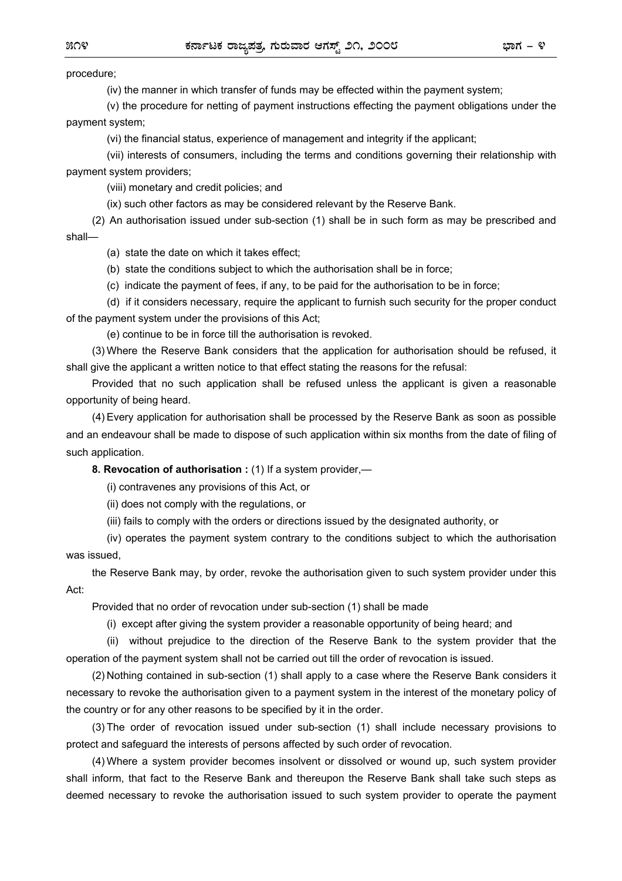procedure;

(iv) the manner in which transfer of funds may be effected within the payment system;

(v) the procedure for netting of payment instructions effecting the payment obligations under the payment system;

(vi) the financial status, experience of management and integrity if the applicant;

(vii) interests of consumers, including the terms and conditions governing their relationship with payment system providers;

(viii) monetary and credit policies; and

(ix) such other factors as may be considered relevant by the Reserve Bank.

(2) An authorisation issued under sub-section (1) shall be in such form as may be prescribed and shall—

(a) state the date on which it takes effect;

(b) state the conditions subject to which the authorisation shall be in force;

(c) indicate the payment of fees, if any, to be paid for the authorisation to be in force;

(d) if it considers necessary, require the applicant to furnish such security for the proper conduct of the payment system under the provisions of this Act;

(e) continue to be in force till the authorisation is revoked.

(3) Where the Reserve Bank considers that the application for authorisation should be refused, it shall give the applicant a written notice to that effect stating the reasons for the refusal:

Provided that no such application shall be refused unless the applicant is given a reasonable opportunity of being heard.

(4) Every application for authorisation shall be processed by the Reserve Bank as soon as possible and an endeavour shall be made to dispose of such application within six months from the date of filing of such application.

**8. Revocation of authorisation :** (1) If a system provider,—

(i) contravenes any provisions of this Act, or

(ii) does not comply with the regulations, or

(iii) fails to comply with the orders or directions issued by the designated authority, or

(iv) operates the payment system contrary to the conditions subject to which the authorisation was issued,

the Reserve Bank may, by order, revoke the authorisation given to such system provider under this Act:

Provided that no order of revocation under sub-section (1) shall be made

(i) except after giving the system provider a reasonable opportunity of being heard; and

(ii) without prejudice to the direction of the Reserve Bank to the system provider that the operation of the payment system shall not be carried out till the order of revocation is issued.

(2) Nothing contained in sub-section (1) shall apply to a case where the Reserve Bank considers it necessary to revoke the authorisation given to a payment system in the interest of the monetary policy of the country or for any other reasons to be specified by it in the order.

(3) The order of revocation issued under sub-section (1) shall include necessary provisions to protect and safeguard the interests of persons affected by such order of revocation.

(4) Where a system provider becomes insolvent or dissolved or wound up, such system provider shall inform, that fact to the Reserve Bank and thereupon the Reserve Bank shall take such steps as deemed necessary to revoke the authorisation issued to such system provider to operate the payment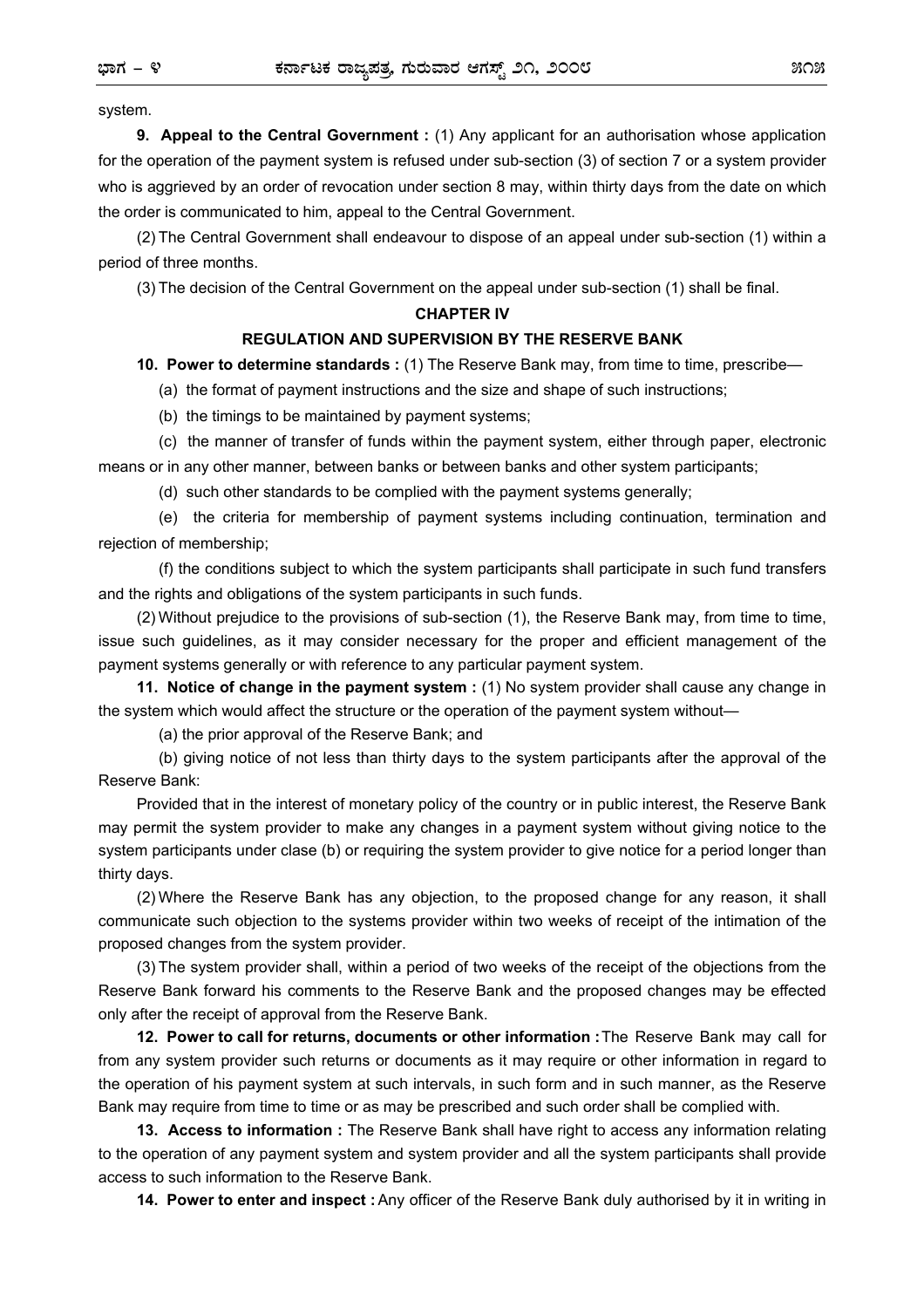system.

**9. Appeal to the Central Government :** (1) Any applicant for an authorisation whose application for the operation of the payment system is refused under sub-section (3) of section 7 or a system provider who is aggrieved by an order of revocation under section 8 may, within thirty days from the date on which the order is communicated to him, appeal to the Central Government.

(2) The Central Government shall endeavour to dispose of an appeal under sub-section (1) within a period of three months.

(3) The decision of the Central Government on the appeal under sub-section (1) shall be final.

## CHAPTER IV

## REGULATION AND SUPERVISION BY THE RESERVE BANK

**10. Power to determine standards :** (1) The Reserve Bank may, from time to time, prescribe—

(a) the format of payment instructions and the size and shape of such instructions;

(b) the timings to be maintained by payment systems;

(c) the manner of transfer of funds within the payment system, either through paper, electronic means or in any other manner, between banks or between banks and other system participants;

(d) such other standards to be complied with the payment systems generally;

(e) the criteria for membership of payment systems including continuation, termination and rejection of membership;

(f) the conditions subject to which the system participants shall participate in such fund transfers and the rights and obligations of the system participants in such funds.

(2) Without prejudice to the provisions of sub-section (1), the Reserve Bank may, from time to time, issue such guidelines, as it may consider necessary for the proper and efficient management of the payment systems generally or with reference to any particular payment system.

**11. Notice of change in the payment system :** (1) No system provider shall cause any change in the system which would affect the structure or the operation of the payment system without—

(a) the prior approval of the Reserve Bank; and

(b) giving notice of not less than thirty days to the system participants after the approval of the Reserve Bank:

Provided that in the interest of monetary policy of the country or in public interest, the Reserve Bank may permit the system provider to make any changes in a payment system without giving notice to the system participants under clase (b) or requiring the system provider to give notice for a period longer than thirty days.

(2) Where the Reserve Bank has any objection, to the proposed change for any reason, it shall communicate such objection to the systems provider within two weeks of receipt of the intimation of the proposed changes from the system provider.

(3) The system provider shall, within a period of two weeks of the receipt of the objections from the Reserve Bank forward his comments to the Reserve Bank and the proposed changes may be effected only after the receipt of approval from the Reserve Bank.

**12. Power to call for returns, documents or other information :** The Reserve Bank may call for from any system provider such returns or documents as it may require or other information in regard to the operation of his payment system at such intervals, in such form and in such manner, as the Reserve Bank may require from time to time or as may be prescribed and such order shall be complied with.

**13. Access to information :** The Reserve Bank shall have right to access any information relating to the operation of any payment system and system provider and all the system participants shall provide access to such information to the Reserve Bank.

**14. Power to enter and inspect :** Any officer of the Reserve Bank duly authorised by it in writing in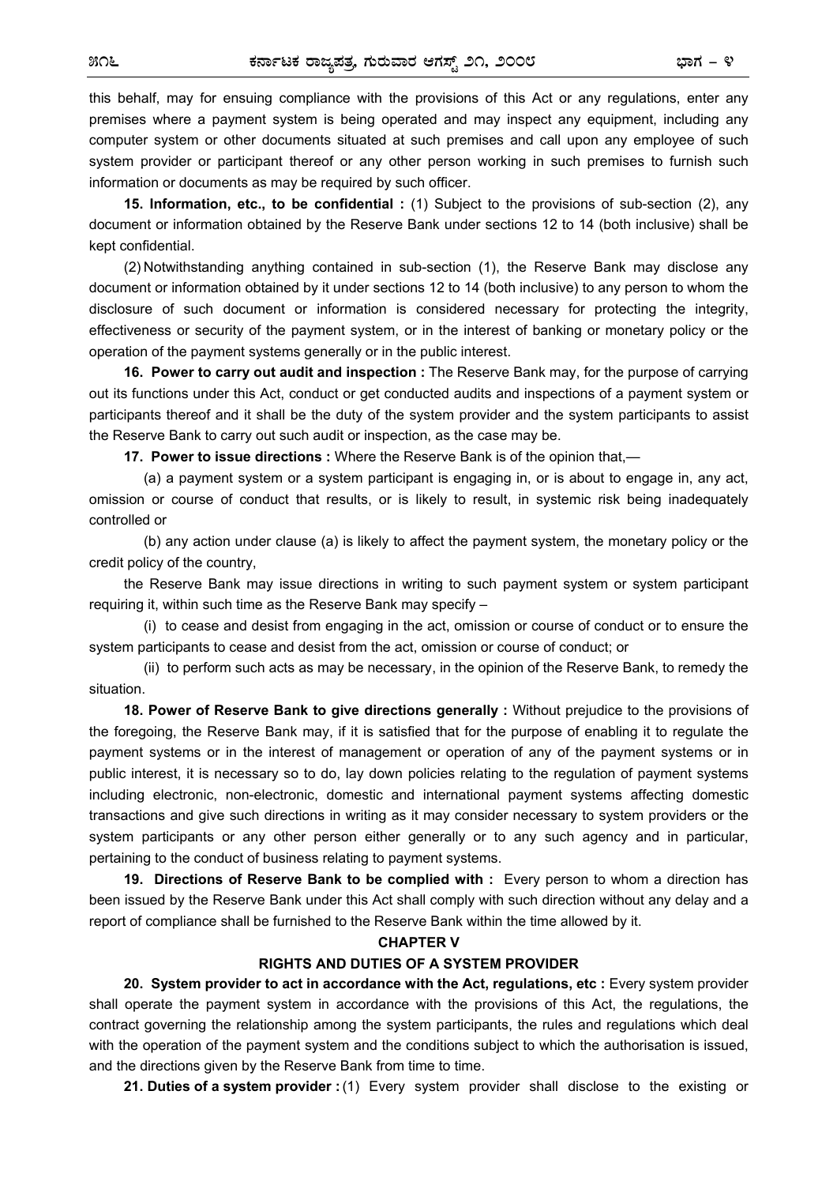this behalf, may for ensuing compliance with the provisions of this Act or any regulations, enter any premises where a payment system is being operated and may inspect any equipment, including any computer system or other documents situated at such premises and call upon any employee of such system provider or participant thereof or any other person working in such premises to furnish such information or documents as may be required by such officer.

**15. Information, etc., to be confidential :** (1) Subject to the provisions of sub-section (2), any document or information obtained by the Reserve Bank under sections 12 to 14 (both inclusive) shall be kept confidential.

(2) Notwithstanding anything contained in sub-section (1), the Reserve Bank may disclose any document or information obtained by it under sections 12 to 14 (both inclusive) to any person to whom the disclosure of such document or information is considered necessary for protecting the integrity, effectiveness or security of the payment system, or in the interest of banking or monetary policy or the operation of the payment systems generally or in the public interest.

**16. Power to carry out audit and inspection :** The Reserve Bank may, for the purpose of carrying out its functions under this Act, conduct or get conducted audits and inspections of a payment system or participants thereof and it shall be the duty of the system provider and the system participants to assist the Reserve Bank to carry out such audit or inspection, as the case may be.

**17. Power to issue directions :** Where the Reserve Bank is of the opinion that,—

(a) a payment system or a system participant is engaging in, or is about to engage in, any act, omission or course of conduct that results, or is likely to result, in systemic risk being inadequately controlled or

(b) any action under clause (a) is likely to affect the payment system, the monetary policy or the credit policy of the country,

the Reserve Bank may issue directions in writing to such payment system or system participant requiring it, within such time as the Reserve Bank may specify –

(i) to cease and desist from engaging in the act, omission or course of conduct or to ensure the system participants to cease and desist from the act, omission or course of conduct; or

(ii) to perform such acts as may be necessary, in the opinion of the Reserve Bank, to remedy the situation.

**18. Power of Reserve Bank to give directions generally :** Without prejudice to the provisions of the foregoing, the Reserve Bank may, if it is satisfied that for the purpose of enabling it to regulate the payment systems or in the interest of management or operation of any of the payment systems or in public interest, it is necessary so to do, lay down policies relating to the regulation of payment systems including electronic, non-electronic, domestic and international payment systems affecting domestic transactions and give such directions in writing as it may consider necessary to system providers or the system participants or any other person either generally or to any such agency and in particular, pertaining to the conduct of business relating to payment systems.

**19. Directions of Reserve Bank to be complied with :** Every person to whom a direction has been issued by the Reserve Bank under this Act shall comply with such direction without any delay and a report of compliance shall be furnished to the Reserve Bank within the time allowed by it.

## CHAPTER V

## RIGHTS AND DUTIES OF A SYSTEM PROVIDER

**20. System provider to act in accordance with the Act, regulations, etc :** Every system provider shall operate the payment system in accordance with the provisions of this Act, the regulations, the contract governing the relationship among the system participants, the rules and regulations which deal with the operation of the payment system and the conditions subject to which the authorisation is issued, and the directions given by the Reserve Bank from time to time.

**21. Duties of a system provider :** (1) Every system provider shall disclose to the existing or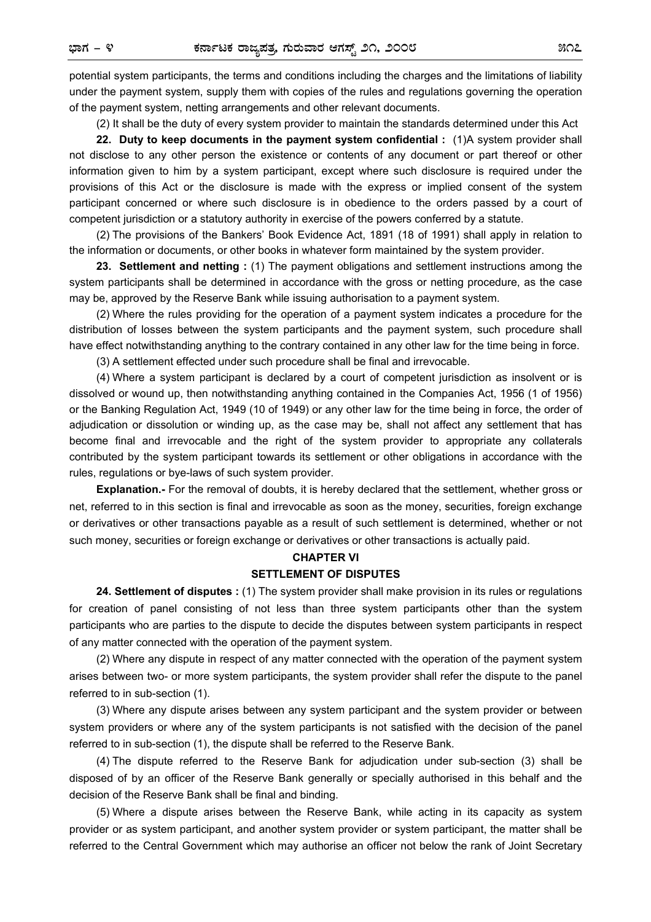potential system participants, the terms and conditions including the charges and the limitations of liability under the payment system, supply them with copies of the rules and regulations governing the operation of the payment system, netting arrangements and other relevant documents.

(2) It shall be the duty of every system provider to maintain the standards determined under this Act

**22. Duty to keep documents in the payment system confidential :** (1)A system provider shall not disclose to any other person the existence or contents of any document or part thereof or other information given to him by a system participant, except where such disclosure is required under the provisions of this Act or the disclosure is made with the express or implied consent of the system participant concerned or where such disclosure is in obedience to the orders passed by a court of competent jurisdiction or a statutory authority in exercise of the powers conferred by a statute.

(2) The provisions of the Bankers' Book Evidence Act, 1891 (18 of 1991) shall apply in relation to the information or documents, or other books in whatever form maintained by the system provider.

**23. Settlement and netting :** (1) The payment obligations and settlement instructions among the system participants shall be determined in accordance with the gross or netting procedure, as the case may be, approved by the Reserve Bank while issuing authorisation to a payment system.

(2) Where the rules providing for the operation of a payment system indicates a procedure for the distribution of losses between the system participants and the payment system, such procedure shall have effect notwithstanding anything to the contrary contained in any other law for the time being in force.

(3) A settlement effected under such procedure shall be final and irrevocable.

(4) Where a system participant is declared by a court of competent jurisdiction as insolvent or is dissolved or wound up, then notwithstanding anything contained in the Companies Act, 1956 (1 of 1956) or the Banking Regulation Act, 1949 (10 of 1949) or any other law for the time being in force, the order of adjudication or dissolution or winding up, as the case may be, shall not affect any settlement that has become final and irrevocable and the right of the system provider to appropriate any collaterals contributed by the system participant towards its settlement or other obligations in accordance with the rules, regulations or bye-laws of such system provider.

**Explanation.-** For the removal of doubts, it is hereby declared that the settlement, whether gross or net, referred to in this section is final and irrevocable as soon as the money, securities, foreign exchange or derivatives or other transactions payable as a result of such settlement is determined, whether or not such money, securities or foreign exchange or derivatives or other transactions is actually paid.

## CHAPTER VI
## SETTLEMENT OF DISPUTES

**24. Settlement of disputes :** (1) The system provider shall make provision in its rules or regulations for creation of panel consisting of not less than three system participants other than the system participants who are parties to the dispute to decide the disputes between system participants in respect of any matter connected with the operation of the payment system.

(2) Where any dispute in respect of any matter connected with the operation of the payment system arises between two- or more system participants, the system provider shall refer the dispute to the panel referred to in sub-section (1).

(3) Where any dispute arises between any system participant and the system provider or between system providers or where any of the system participants is not satisfied with the decision of the panel referred to in sub-section (1), the dispute shall be referred to the Reserve Bank.

(4) The dispute referred to the Reserve Bank for adjudication under sub-section (3) shall be disposed of by an officer of the Reserve Bank generally or specially authorised in this behalf and the decision of the Reserve Bank shall be final and binding.

(5) Where a dispute arises between the Reserve Bank, while acting in its capacity as system provider or as system participant, and another system provider or system participant, the matter shall be referred to the Central Government which may authorise an officer not below the rank of Joint Secretary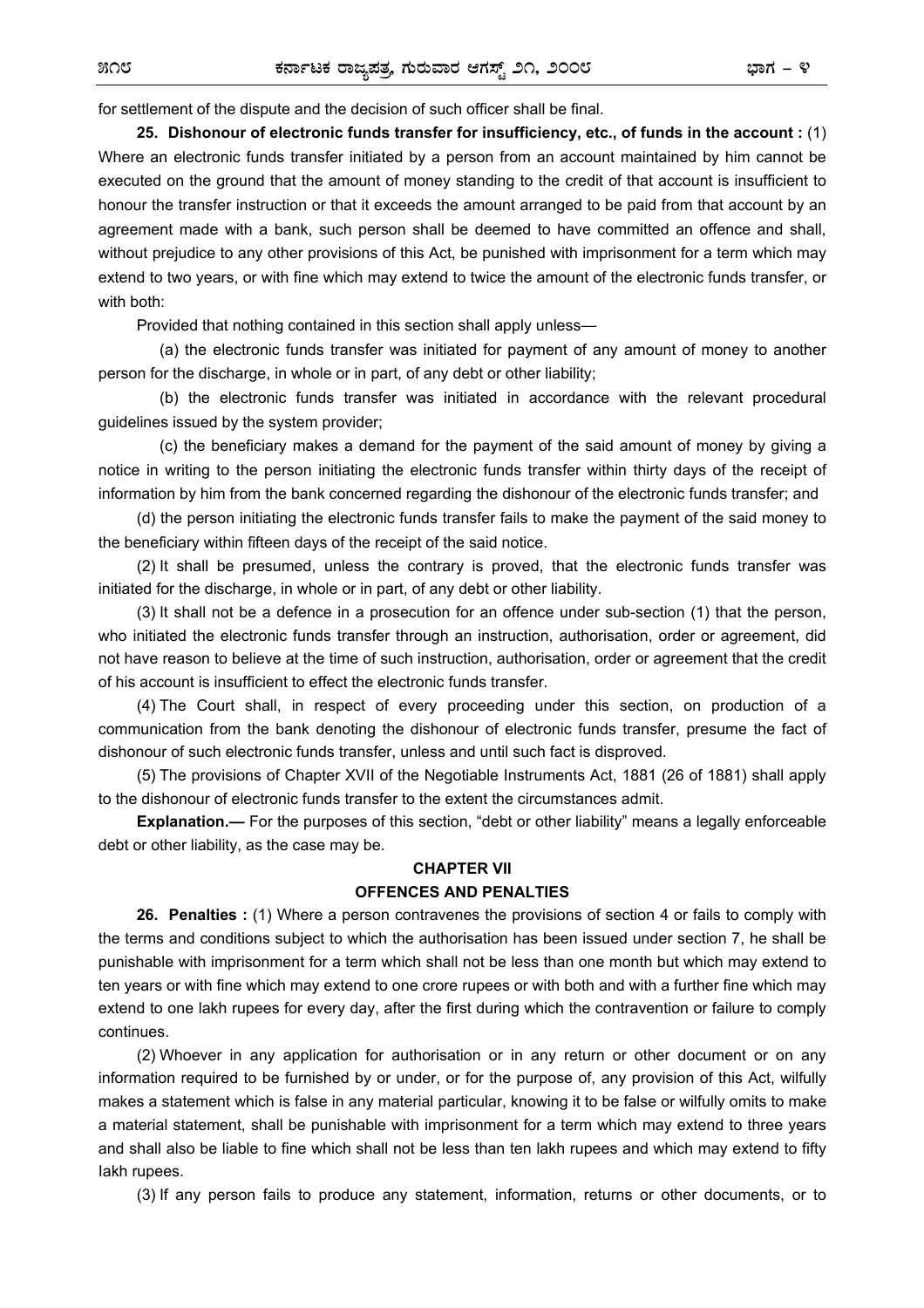for settlement of the dispute and the decision of such officer shall be final.

**25. Dishonour of electronic funds transfer for insufficiency, etc., of funds in the account :** (1) Where an electronic funds transfer initiated by a person from an account maintained by him cannot be executed on the ground that the amount of money standing to the credit of that account is insufficient to honour the transfer instruction or that it exceeds the amount arranged to be paid from that account by an agreement made with a bank, such person shall be deemed to have committed an offence and shall, without prejudice to any other provisions of this Act, be punished with imprisonment for a term which may extend to two years, or with fine which may extend to twice the amount of the electronic funds transfer, or with both:

Provided that nothing contained in this section shall apply unless—

(a) the electronic funds transfer was initiated for payment of any amount of money to another person for the discharge, in whole or in part, of any debt or other liability;

(b) the electronic funds transfer was initiated in accordance with the relevant procedural guidelines issued by the system provider;

(c) the beneficiary makes a demand for the payment of the said amount of money by giving a notice in writing to the person initiating the electronic funds transfer within thirty days of the receipt of information by him from the bank concerned regarding the dishonour of the electronic funds transfer; and

(d) the person initiating the electronic funds transfer fails to make the payment of the said money to the beneficiary within fifteen days of the receipt of the said notice.

(2) It shall be presumed, unless the contrary is proved, that the electronic funds transfer was initiated for the discharge, in whole or in part, of any debt or other liability.

(3) It shall not be a defence in a prosecution for an offence under sub-section (1) that the person, who initiated the electronic funds transfer through an instruction, authorisation, order or agreement, did not have reason to believe at the time of such instruction, authorisation, order or agreement that the credit of his account is insufficient to effect the electronic funds transfer.

(4) The Court shall, in respect of every proceeding under this section, on production of a communication from the bank denoting the dishonour of electronic funds transfer, presume the fact of dishonour of such electronic funds transfer, unless and until such fact is disproved.

(5) The provisions of Chapter XVII of the Negotiable Instruments Act, 1881 (26 of 1881) shall apply to the dishonour of electronic funds transfer to the extent the circumstances admit.

**Explanation.—** For the purposes of this section, "debt or other liability" means a legally enforceable debt or other liability, as the case may be.

## CHAPTER VII

## OFFENCES AND PENALTIES

**26. Penalties :** (1) Where a person contravenes the provisions of section 4 or fails to comply with the terms and conditions subject to which the authorisation has been issued under section 7, he shall be punishable with imprisonment for a term which shall not be less than one month but which may extend to ten years or with fine which may extend to one crore rupees or with both and with a further fine which may extend to one lakh rupees for every day, after the first during which the contravention or failure to comply continues.

(2) Whoever in any application for authorisation or in any return or other document or on any information required to be furnished by or under, or for the purpose of, any provision of this Act, wilfully makes a statement which is false in any material particular, knowing it to be false or wilfully omits to make a material statement, shall be punishable with imprisonment for a term which may extend to three years and shall also be liable to fine which shall not be less than ten lakh rupees and which may extend to fifty lakh rupees.

(3) If any person fails to produce any statement, information, returns or other documents, or to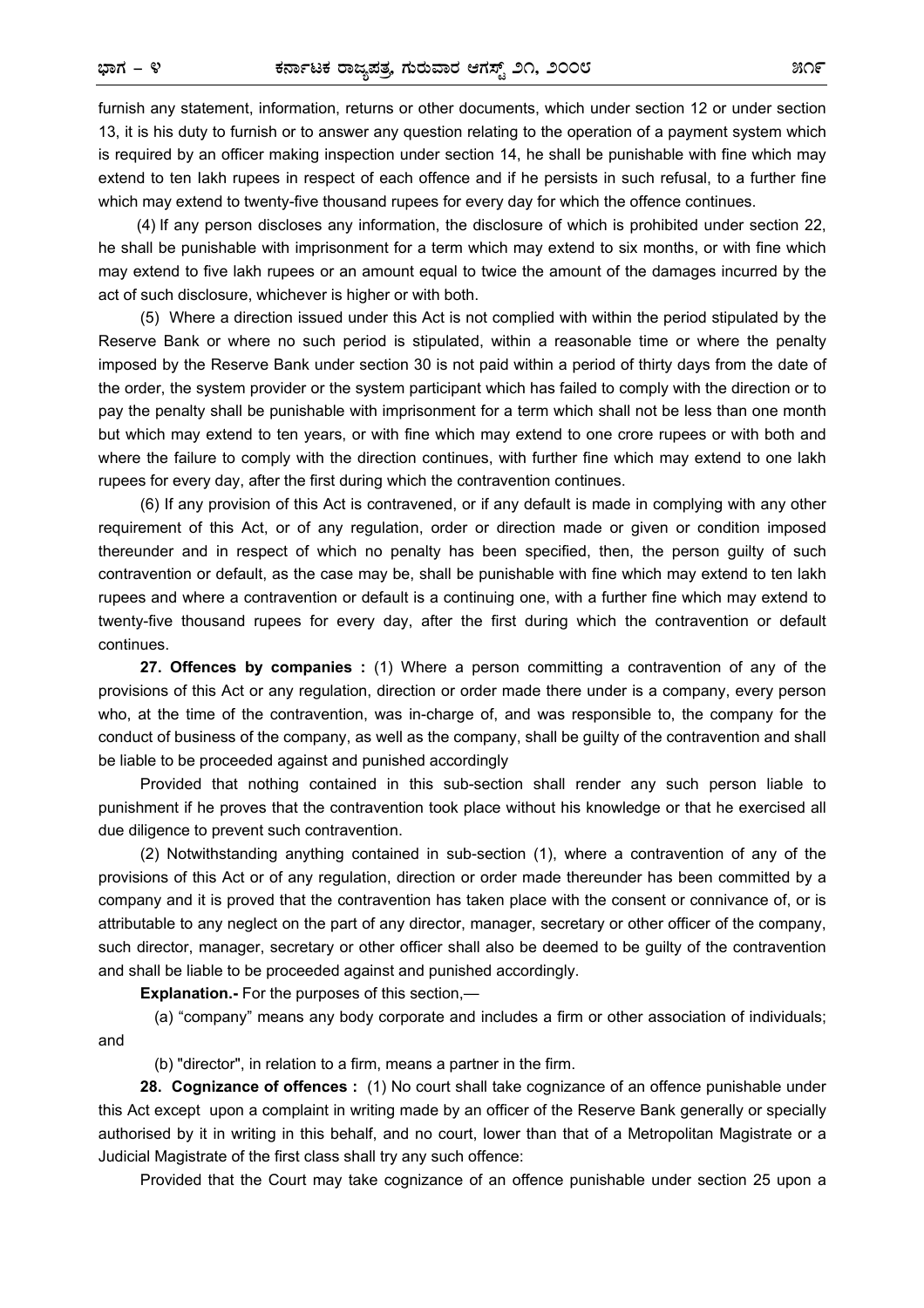furnish any statement, information, returns or other documents, which under section 12 or under section 13, it is his duty to furnish or to answer any question relating to the operation of a payment system which is required by an officer making inspection under section 14, he shall be punishable with fine which may extend to ten lakh rupees in respect of each offence and if he persists in such refusal, to a further fine which may extend to twenty-five thousand rupees for every day for which the offence continues.

(4) If any person discloses any information, the disclosure of which is prohibited under section 22, he shall be punishable with imprisonment for a term which may extend to six months, or with fine which may extend to five lakh rupees or an amount equal to twice the amount of the damages incurred by the act of such disclosure, whichever is higher or with both.

(5) Where a direction issued under this Act is not complied with within the period stipulated by the Reserve Bank or where no such period is stipulated, within a reasonable time or where the penalty imposed by the Reserve Bank under section 30 is not paid within a period of thirty days from the date of the order, the system provider or the system participant which has failed to comply with the direction or to pay the penalty shall be punishable with imprisonment for a term which shall not be less than one month but which may extend to ten years, or with fine which may extend to one crore rupees or with both and where the failure to comply with the direction continues, with further fine which may extend to one lakh rupees for every day, after the first during which the contravention continues.

(6) If any provision of this Act is contravened, or if any default is made in complying with any other requirement of this Act, or of any regulation, order or direction made or given or condition imposed thereunder and in respect of which no penalty has been specified, then, the person guilty of such contravention or default, as the case may be, shall be punishable with fine which may extend to ten lakh rupees and where a contravention or default is a continuing one, with a further fine which may extend to twenty-five thousand rupees for every day, after the first during which the contravention or default continues.

**27. Offences by companies :** (1) Where a person committing a contravention of any of the provisions of this Act or any regulation, direction or order made there under is a company, every person who, at the time of the contravention, was in-charge of, and was responsible to, the company for the conduct of business of the company, as well as the company, shall be guilty of the contravention and shall be liable to be proceeded against and punished accordingly

Provided that nothing contained in this sub-section shall render any such person liable to punishment if he proves that the contravention took place without his knowledge or that he exercised all due diligence to prevent such contravention.

(2) Notwithstanding anything contained in sub-section (1), where a contravention of any of the provisions of this Act or of any regulation, direction or order made thereunder has been committed by a company and it is proved that the contravention has taken place with the consent or connivance of, or is attributable to any neglect on the part of any director, manager, secretary or other officer of the company, such director, manager, secretary or other officer shall also be deemed to be guilty of the contravention and shall be liable to be proceeded against and punished accordingly.

**Explanation.-** For the purposes of this section,—

(a) "company" means any body corporate and includes a firm or other association of individuals; and

(b) "director", in relation to a firm, means a partner in the firm.

**28. Cognizance of offences :** (1) No court shall take cognizance of an offence punishable under this Act except upon a complaint in writing made by an officer of the Reserve Bank generally or specially authorised by it in writing in this behalf, and no court, lower than that of a Metropolitan Magistrate or a Judicial Magistrate of the first class shall try any such offence:

Provided that the Court may take cognizance of an offence punishable under section 25 upon a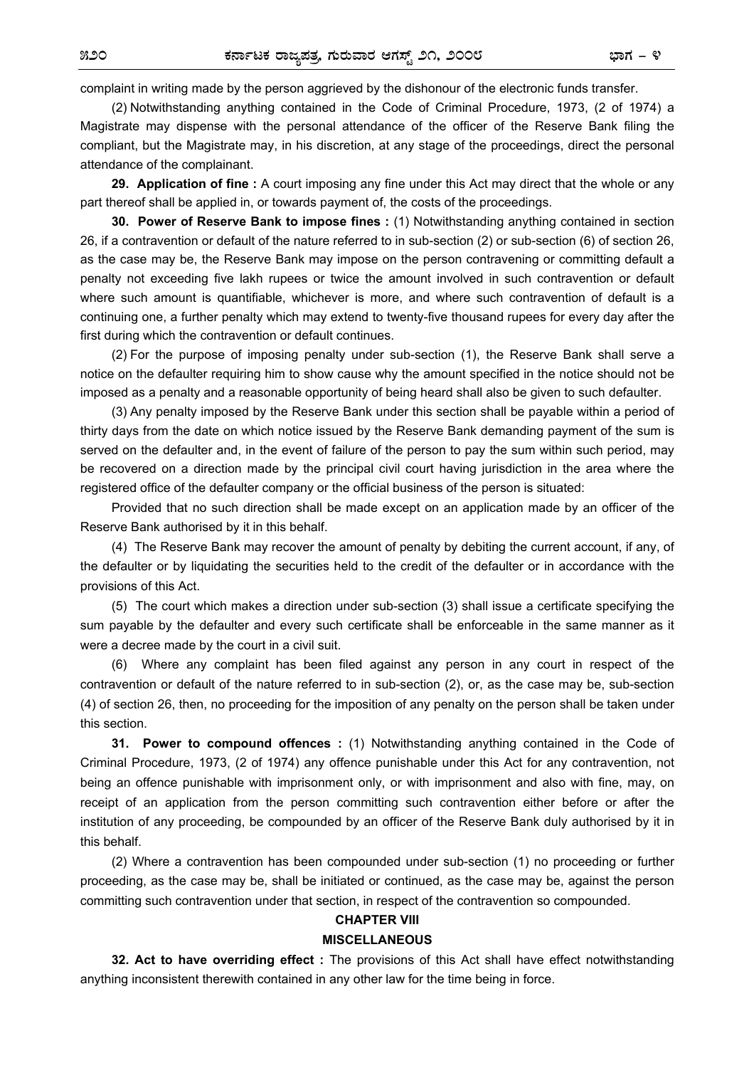complaint in writing made by the person aggrieved by the dishonour of the electronic funds transfer.

(2) Notwithstanding anything contained in the Code of Criminal Procedure, 1973, (2 of 1974) a Magistrate may dispense with the personal attendance of the officer of the Reserve Bank filing the compliant, but the Magistrate may, in his discretion, at any stage of the proceedings, direct the personal attendance of the complainant.

**29. Application of fine :** A court imposing any fine under this Act may direct that the whole or any part thereof shall be applied in, or towards payment of, the costs of the proceedings.

**30. Power of Reserve Bank to impose fines :** (1) Notwithstanding anything contained in section 26, if a contravention or default of the nature referred to in sub-section (2) or sub-section (6) of section 26, as the case may be, the Reserve Bank may impose on the person contravening or committing default a penalty not exceeding five lakh rupees or twice the amount involved in such contravention or default where such amount is quantifiable, whichever is more, and where such contravention of default is a continuing one, a further penalty which may extend to twenty-five thousand rupees for every day after the first during which the contravention or default continues.

(2) For the purpose of imposing penalty under sub-section (1), the Reserve Bank shall serve a notice on the defaulter requiring him to show cause why the amount specified in the notice should not be imposed as a penalty and a reasonable opportunity of being heard shall also be given to such defaulter.

(3) Any penalty imposed by the Reserve Bank under this section shall be payable within a period of thirty days from the date on which notice issued by the Reserve Bank demanding payment of the sum is served on the defaulter and, in the event of failure of the person to pay the sum within such period, may be recovered on a direction made by the principal civil court having jurisdiction in the area where the registered office of the defaulter company or the official business of the person is situated:

Provided that no such direction shall be made except on an application made by an officer of the Reserve Bank authorised by it in this behalf.

(4) The Reserve Bank may recover the amount of penalty by debiting the current account, if any, of the defaulter or by liquidating the securities held to the credit of the defaulter or in accordance with the provisions of this Act.

(5) The court which makes a direction under sub-section (3) shall issue a certificate specifying the sum payable by the defaulter and every such certificate shall be enforceable in the same manner as it were a decree made by the court in a civil suit.

(6) Where any complaint has been filed against any person in any court in respect of the contravention or default of the nature referred to in sub-section (2), or, as the case may be, sub-section (4) of section 26, then, no proceeding for the imposition of any penalty on the person shall be taken under this section.

**31. Power to compound offences :** (1) Notwithstanding anything contained in the Code of Criminal Procedure, 1973, (2 of 1974) any offence punishable under this Act for any contravention, not being an offence punishable with imprisonment only, or with imprisonment and also with fine, may, on receipt of an application from the person committing such contravention either before or after the institution of any proceeding, be compounded by an officer of the Reserve Bank duly authorised by it in this behalf.

(2) Where a contravention has been compounded under sub-section (1) no proceeding or further proceeding, as the case may be, shall be initiated or continued, as the case may be, against the person committing such contravention under that section, in respect of the contravention so compounded.

## CHAPTER VIII

## MISCELLANEOUS

**32. Act to have overriding effect :** The provisions of this Act shall have effect notwithstanding anything inconsistent therewith contained in any other law for the time being in force.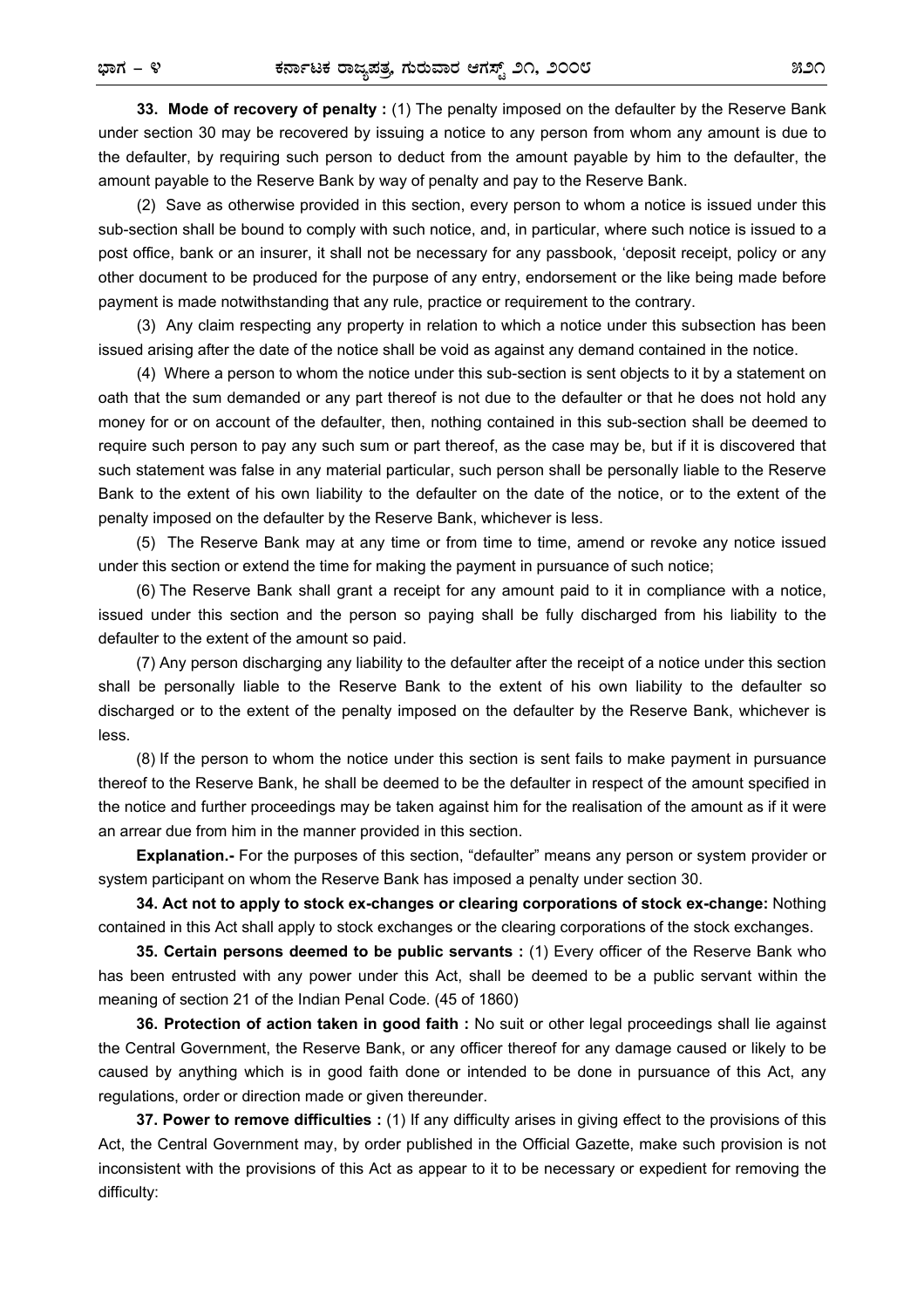**33. Mode of recovery of penalty :** (1) The penalty imposed on the defaulter by the Reserve Bank under section 30 may be recovered by issuing a notice to any person from whom any amount is due to the defaulter, by requiring such person to deduct from the amount payable by him to the defaulter, the amount payable to the Reserve Bank by way of penalty and pay to the Reserve Bank.

(2) Save as otherwise provided in this section, every person to whom a notice is issued under this sub-section shall be bound to comply with such notice, and, in particular, where such notice is issued to a post office, bank or an insurer, it shall not be necessary for any passbook, 'deposit receipt, policy or any other document to be produced for the purpose of any entry, endorsement or the like being made before payment is made notwithstanding that any rule, practice or requirement to the contrary.

(3) Any claim respecting any property in relation to which a notice under this subsection has been issued arising after the date of the notice shall be void as against any demand contained in the notice.

(4) Where a person to whom the notice under this sub-section is sent objects to it by a statement on oath that the sum demanded or any part thereof is not due to the defaulter or that he does not hold any money for or on account of the defaulter, then, nothing contained in this sub-section shall be deemed to require such person to pay any such sum or part thereof, as the case may be, but if it is discovered that such statement was false in any material particular, such person shall be personally liable to the Reserve Bank to the extent of his own liability to the defaulter on the date of the notice, or to the extent of the penalty imposed on the defaulter by the Reserve Bank, whichever is less.

(5) The Reserve Bank may at any time or from time to time, amend or revoke any notice issued under this section or extend the time for making the payment in pursuance of such notice;

(6) The Reserve Bank shall grant a receipt for any amount paid to it in compliance with a notice, issued under this section and the person so paying shall be fully discharged from his liability to the defaulter to the extent of the amount so paid.

(7) Any person discharging any liability to the defaulter after the receipt of a notice under this section shall be personally liable to the Reserve Bank to the extent of his own liability to the defaulter so discharged or to the extent of the penalty imposed on the defaulter by the Reserve Bank, whichever is less.

(8) If the person to whom the notice under this section is sent fails to make payment in pursuance thereof to the Reserve Bank, he shall be deemed to be the defaulter in respect of the amount specified in the notice and further proceedings may be taken against him for the realisation of the amount as if it were an arrear due from him in the manner provided in this section.

**Explanation.-** For the purposes of this section, "defaulter" means any person or system provider or system participant on whom the Reserve Bank has imposed a penalty under section 30.

**34. Act not to apply to stock ex-changes or clearing corporations of stock ex-change:** Nothing contained in this Act shall apply to stock exchanges or the clearing corporations of the stock exchanges.

**35. Certain persons deemed to be public servants :** (1) Every officer of the Reserve Bank who has been entrusted with any power under this Act, shall be deemed to be a public servant within the meaning of section 21 of the Indian Penal Code. (45 of 1860)

**36. Protection of action taken in good faith :** No suit or other legal proceedings shall lie against the Central Government, the Reserve Bank, or any officer thereof for any damage caused or likely to be caused by anything which is in good faith done or intended to be done in pursuance of this Act, any regulations, order or direction made or given thereunder.

**37. Power to remove difficulties :** (1) If any difficulty arises in giving effect to the provisions of this Act, the Central Government may, by order published in the Official Gazette, make such provision is not inconsistent with the provisions of this Act as appear to it to be necessary or expedient for removing the difficulty: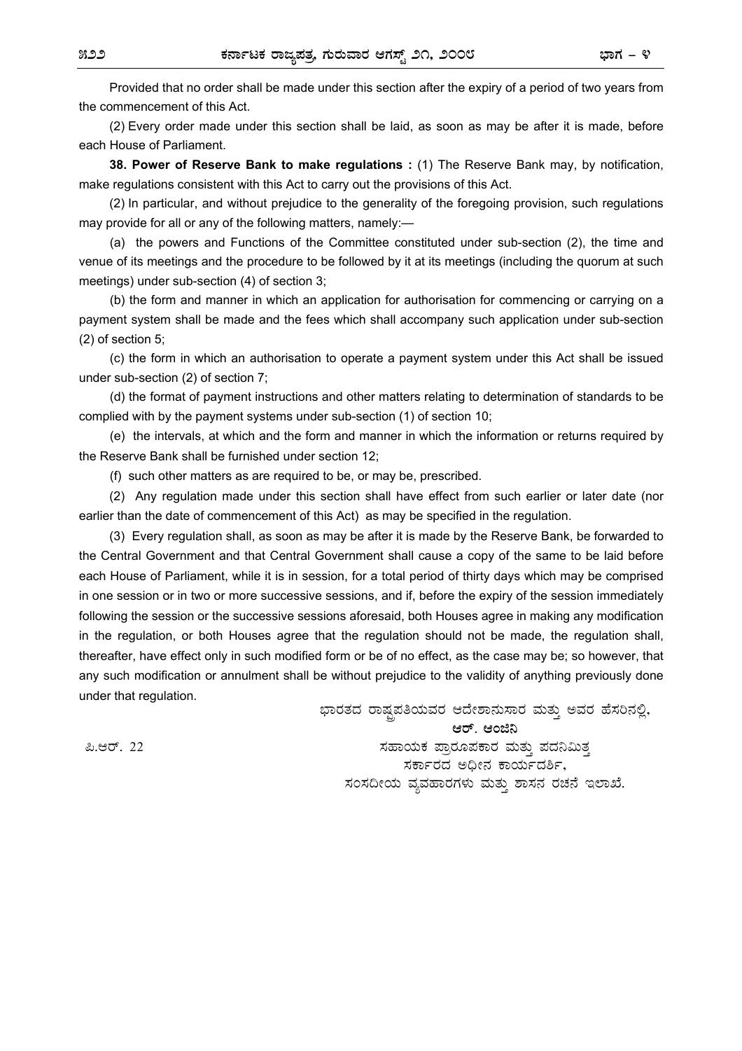Provided that no order shall be made under this section after the expiry of a period of two years from the commencement of this Act.

(2) Every order made under this section shall be laid, as soon as may be after it is made, before each House of Parliament.

**38. Power of Reserve Bank to make regulations :** (1) The Reserve Bank may, by notification, make regulations consistent with this Act to carry out the provisions of this Act.

(2) In particular, and without prejudice to the generality of the foregoing provision, such regulations may provide for all or any of the following matters, namely:—

(a) the powers and Functions of the Committee constituted under sub-section (2), the time and venue of its meetings and the procedure to be followed by it at its meetings (including the quorum at such meetings) under sub-section (4) of section 3;

(b) the form and manner in which an application for authorisation for commencing or carrying on a payment system shall be made and the fees which shall accompany such application under sub-section (2) of section 5;

(c) the form in which an authorisation to operate a payment system under this Act shall be issued under sub-section (2) of section 7;

(d) the format of payment instructions and other matters relating to determination of standards to be complied with by the payment systems under sub-section (1) of section 10;

(e) the intervals, at which and the form and manner in which the information or returns required by the Reserve Bank shall be furnished under section 12;

(f) such other matters as are required to be, or may be, prescribed.

(2) Any regulation made under this section shall have effect from such earlier or later date (nor earlier than the date of commencement of this Act) as may be specified in the regulation.

(3) Every regulation shall, as soon as may be after it is made by the Reserve Bank, be forwarded to the Central Government and that Central Government shall cause a copy of the same to be laid before each House of Parliament, while it is in session, for a total period of thirty days which may be comprised in one session or in two or more successive sessions, and if, before the expiry of the session immediately following the session or the successive sessions aforesaid, both Houses agree in making any modification in the regulation, or both Houses agree that the regulation should not be made, the regulation shall, thereafter, have effect only in such modified form or be of no effect, as the case may be; so however, that any such modification or annulment shall be without prejudice to the validity of anything previously done under that regulation.

ಭಾರತದ ರಾಷ್ಟ್ರಪತಿಯವರ ಆದೇಶಾನುಸಾರ ಮತ್ತು ಅವರ ಹೆಸರಿನಲ್ಲಿ,

**ಆರ್. ಆಂಜಿನಿ**

ಸಹಾಯಕ ಪ್ರಾರೂಪಕಾರ ಮತ್ತು ಪದನಿಮಿತ್ತ
ಸರ್ಕಾರದ ಅಧೀನ ಕಾರ್ಯದರ್ಶಿ,
ಸಂಸದೀಯ ವ್ಯವಹಾರಗಳು ಮತ್ತು ಶಾಸನ ರಚನೆ ಇಲಾಖೆ.

ಪಿ.ಆರ್. 22